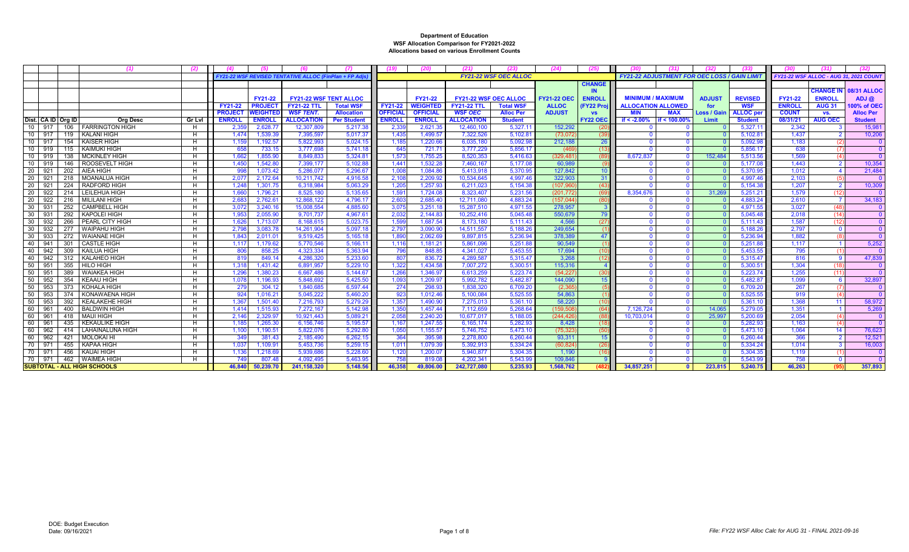**Department of Education**
**WSF Allocation Comparison for FY2021-2022**
**Allocations based on various Enrollment Counts**

| | | | (1) | (2) | (4) | (5) | (6) | (7) | (19) | (20) | (21) | (23) | (24) | (25) | (30) | (31) | (32) | (33) | (30) | (31) | (32) |
|---|---|---|---|---|---|---|---|---|---|---|---|---|---|---|---|---|---|---|---|---|---|
| | | | | | *FY21-22 WSF REVISED TENTATIVE ALLOC (FinPlan + FP Adjs)* | | | | *FY21-22 WSF OEC ALLOC* | | | | | | *FY21-22 ADJUSTMENT FOR OEC LOSS / GAIN LIMIT* | | | | *FY21-22 WSF ALLOC - AUG 31, 2021 COUNT* | | |
| | | | | | FY21-22 | FY21-22 | FY21-22 WSF TENT ALLOC | | FY21-22 | FY21-22 | FY21-22 WSF OEC ALLOC | | FY21-22 OEC | CHANGE IN ENROLL | MINIMUM / MAXIMUM | | ADJUST | REVISED | FY21-22 | CHANGE IN ENROLL | 08/31 ALLOC ADJ @ |
| | | | | | PROJECT | PROJECT WEIGHTED | FY21-22 TTL WSF *TENT.* | Total WSF Allocation | OFFICIAL | WEIGHTED OFFICIAL | FY21-22 TTL WSF *OEC* | Total WSF Alloc Per | ALLOC ADJUST | (FY22 Proj vs FY22 OEC | ALLOCATION ALLOWED | | for Loss / Gain | WSF ALLOC per | ENROLL COUNT | AUG 31 vs. | 100% of OEC Alloc Per |
| Dist. | CA ID | Org ID | Org Desc | Gr Lvl | ENROLL | ENROLL | ALLOCATION | Per Student | ENROLL | ENROLL | ALLOCATION | Student | | | MIN if < -2.00% | MAX if < 100.00% | Limit | Student | 08/31/21 | AUG OEC | Student |
| 10 | 917 | 106 | FARRINGTON HIGH | H | 2,359 | 2,628.77 | 12,307,809 | 5,217.38 | 2,339 | 2,621.35 | 12,460,100 | 5,327.11 | 152,292 | (20) | 0 | 0 | 0 | 5,327.11 | 2,342 | 3 | 15,981 |
| 10 | 917 | 119 | KALANI HIGH | H | 1,474 | 1,539.39 | 7,395,597 | 5,017.37 | 1,435 | 1,499.57 | 7,322,526 | 5,102.81 | (73,072) | (39) | 0 | 0 | 0 | 5,102.81 | 1,437 | 2 | 10,206 |
| 10 | 917 | 154 | KAISER HIGH | H | 1,159 | 1,192.57 | 5,822,993 | 5,024.15 | 1,185 | 1,220.66 | 6,035,180 | 5,092.98 | 212,188 | 26 | 0 | 0 | 0 | 5,092.98 | 1,183 | (2) | 0 |
| 10 | 919 | 115 | KAIMUKI HIGH | H | 658 | 733.15 | 3,777,698 | 5,741.18 | 645 | 721.71 | 3,777,229 | 5,856.17 | (469) | (13) | 0 | 0 | 0 | 5,856.17 | 638 | (7) | 0 |
| 10 | 919 | 138 | MCKINLEY HIGH | H | 1,662 | 1,855.90 | 8,849,833 | 5,324.81 | 1,573 | 1,755.25 | 8,520,353 | 5,416.63 | (329,481) | (89) | 8,672,837 | 0 | 152,484 | 5,513.56 | 1,569 | (4) | 0 |
| 10 | 919 | 146 | ROOSEVELT HIGH | H | 1,450 | 1,542.80 | 7,399,177 | 5,102.88 | 1,441 | 1,532.28 | 7,460,167 | 5,177.08 | 60,989 | (9) | 0 | 0 | 0 | 5,177.08 | 1,443 | 2 | 10,354 |
| 20 | 921 | 202 | AIEA HIGH | H | 998 | 1,073.42 | 5,286,077 | 5,296.67 | 1,008 | 1,084.86 | 5,413,918 | 5,370.95 | 127,842 | 10 | 0 | 0 | 0 | 5,370.95 | 1,012 | 4 | 21,484 |
| 20 | 921 | 218 | MOANALUA HIGH | H | 2,077 | 2,172.64 | 10,211,742 | 4,916.58 | 2,108 | 2,209.92 | 10,534,645 | 4,997.46 | 322,903 | 31 | 0 | 0 | 0 | 4,997.46 | 2,103 | (5) | 0 |
| 20 | 921 | 224 | RADFORD HIGH | H | 1,248 | 1,301.75 | 6,318,984 | 5,063.29 | 1,205 | 1,257.93 | 6,211,023 | 5,154.38 | (107,960) | (43) | 0 | 0 | 0 | 5,154.38 | 1,207 | 2 | 10,309 |
| 20 | 922 | 214 | LEILEHUA HIGH | H | 1,660 | 1,796.21 | 8,525,180 | 5,135.65 | 1,591 | 1,724.08 | 8,323,407 | 5,231.56 | (201,772) | (69) | 8,354,676 | 0 | 31,269 | 5,251.21 | 1,579 | (12) | 0 |
| 20 | 922 | 216 | MILILANI HIGH | H | 2,683 | 2,762.61 | 12,868,122 | 4,796.17 | 2,603 | 2,685.40 | 12,711,080 | 4,883.24 | (157,044) | (80) | 0 | 0 | 0 | 4,883.24 | 2,610 | 7 | 34,183 |
| 30 | 931 | 252 | CAMPBELL HIGH | H | 3,072 | 3,240.16 | 15,008,554 | 4,885.60 | 3,075 | 3,251.18 | 15,287,510 | 4,971.55 | 278,957 | 3 | 0 | 0 | 0 | 4,971.55 | 3,027 | (48) | 0 |
| 30 | 931 | 292 | KAPOLEI HIGH | H | 1,953 | 2,055.90 | 9,701,737 | 4,967.61 | 2,032 | 2,144.83 | 10,252,416 | 5,045.48 | 550,679 | 79 | 0 | 0 | 0 | 5,045.48 | 2,018 | (14) | 0 |
| 30 | 932 | 266 | PEARL CITY HIGH | H | 1,626 | 1,713.07 | 8,168,615 | 5,023.75 | 1,599 | 1,687.54 | 8,173,180 | 5,111.43 | 4,566 | (27) | 0 | 0 | 0 | 5,111.43 | 1,587 | (12) | 0 |
| 30 | 932 | 277 | WAIPAHU HIGH | H | 2,798 | 3,083.78 | 14,261,904 | 5,097.18 | 2,797 | 3,090.90 | 14,511,557 | 5,188.26 | 249,654 | (1) | 0 | 0 | 0 | 5,188.26 | 2,797 | 0 | 0 |
| 30 | 933 | 272 | WAIANAE HIGH | H | 1,843 | 2,011.01 | 9,519,425 | 5,165.18 | 1,890 | 2,062.69 | 9,897,815 | 5,236.94 | 378,389 | 47 | 0 | 0 | 0 | 5,236.94 | 1,882 | (8) | 0 |
| 40 | 941 | 301 | CASTLE HIGH | H | 1,117 | 1,179.62 | 5,770,546 | 5,166.11 | 1,116 | 1,181.21 | 5,861,096 | 5,251.88 | 90,549 | (1) | 0 | 0 | 0 | 5,251.88 | 1,117 | 1 | 5,252 |
| 40 | 942 | 309 | KAILUA HIGH | H | 806 | 858.25 | 4,323,334 | 5,363.94 | 796 | 848.85 | 4,341,027 | 5,453.55 | 17,694 | (10) | 0 | 0 | 0 | 5,453.55 | 795 | (1) | 0 |
| 40 | 942 | 312 | KALAHEO HIGH | H | 819 | 849.14 | 4,286,320 | 5,233.60 | 807 | 836.72 | 4,289,587 | 5,315.47 | 3,268 | (12) | 0 | 0 | 0 | 5,315.47 | 816 | 9 | 47,839 |
| 50 | 951 | 355 | HILO HIGH | H | 1,318 | 1,431.42 | 6,891,957 | 5,229.10 | 1,322 | 1,434.58 | 7,007,272 | 5,300.51 | 115,316 | 4 | 0 | 0 | 0 | 5,300.51 | 1,304 | (18) | 0 |
| 50 | 951 | 389 | WAIAKEA HIGH | H | 1,296 | 1,380.23 | 6,667,486 | 5,144.67 | 1,266 | 1,346.97 | 6,613,259 | 5,223.74 | (54,227) | (30) | 0 | 0 | 0 | 5,223.74 | 1,255 | (11) | 0 |
| 50 | 952 | 354 | KEAAU HIGH | H | 1,078 | 1,196.93 | 5,848,692 | 5,425.50 | 1,093 | 1,209.97 | 5,992,782 | 5,482.87 | 144,090 | 15 | 0 | 0 | 0 | 5,482.87 | 1,099 | 6 | 32,897 |
| 50 | 953 | 373 | KOHALA HIGH | H | 279 | 304.12 | 1,840,685 | 6,597.44 | 274 | 298.93 | 1,838,320 | 6,709.20 | (2,365) | (5) | 0 | 0 | 0 | 6,709.20 | 267 | (7) | 0 |
| 50 | 953 | 374 | KONAWAENA HIGH | H | 924 | 1,016.21 | 5,045,222 | 5,460.20 | 923 | 1,012.46 | 5,100,084 | 5,525.55 | 54,863 | (1) | 0 | 0 | 0 | 5,525.55 | 919 | (4) | 0 |
| 50 | 953 | 392 | KEALAKEHE HIGH | H | 1,367 | 1,501.40 | 7,216,793 | 5,279.29 | 1,357 | 1,490.90 | 7,275,013 | 5,361.10 | 58,220 | (10) | 0 | 0 | 0 | 5,361.10 | 1,368 | 11 | 58,972 |
| 60 | 961 | 400 | BALDWIN HIGH | H | 1,414 | 1,515.93 | 7,272,167 | 5,142.98 | 1,350 | 1,457.44 | 7,112,659 | 5,268.64 | (159,508) | (64) | 7,126,724 | 0 | 14,065 | 5,279.05 | 1,351 | 1 | 5,269 |
| 60 | 961 | 418 | MAUI HIGH | H | 2,146 | 2,329.97 | 10,921,443 | 5,089.21 | 2,058 | 2,240.20 | 10,677,017 | 5,188.05 | (244,426) | (88) | 10,703,014 | 0 | 25,997 | 5,200.69 | 2,054 | (4) | 0 |
| 60 | 961 | 435 | KEKAULIKE HIGH | H | 1,185 | 1,265.30 | 6,156,746 | 5,195.57 | 1,167 | 1,247.55 | 6,165,174 | 5,282.93 | 8,428 | (18) | 0 | 0 | 0 | 5,282.93 | 1,163 | (4) | 0 |
| 60 | 962 | 414 | LAHAINALUNA HIGH | H | 1,100 | 1,190.51 | 5,822,076 | 5,292.80 | 1,050 | 1,155.57 | 5,746,752 | 5,473.10 | (75,323) | (50) | 0 | 0 | 0 | 5,473.10 | 1,064 | 14 | 76,623 |
| 60 | 962 | 421 | MOLOKAI HI | H | 349 | 381.43 | 2,185,490 | 6,262.15 | 364 | 395.98 | 2,278,800 | 6,260.44 | 93,311 | 15 | 0 | 0 | 0 | 6,260.44 | 366 | 2 | 12,521 |
| 70 | 971 | 455 | KAPAA HIGH | H | 1,037 | 1,109.91 | 5,453,736 | 5,259.15 | 1,011 | 1,079.39 | 5,392,913 | 5,334.24 | (60,824) | (26) | 0 | 0 | 0 | 5,334.24 | 1,014 | 3 | 16,003 |
| 70 | 971 | 456 | KAUAI HIGH | H | 1,136 | 1,218.69 | 5,939,686 | 5,228.60 | 1,120 | 1,200.07 | 5,940,877 | 5,304.35 | 1,190 | (16) | 0 | 0 | 0 | 5,304.35 | 1,119 | (1) | 0 |
| 70 | 971 | 462 | WAIMEA HIGH | H | 749 | 807.48 | 4,092,495 | 5,463.99 | 758 | 819.08 | 4,202,341 | 5,543.99 | 109,846 | 9 | 0 | 0 | 0 | 5,543.99 | 758 | 0 | 0 |
| **SUBTOTAL - ALL HIGH SCHOOLS** | | | | | **46,840** | **50,239.70** | **241,158,320** | **5,148.56** | **46,358** | **49,806.00** | **242,727,080** | **5,235.93** | **1,568,762** | **(482)** | **34,857,251** | **0** | **223,815** | **5,240.75** | **46,263** | **(95)** | **357,893** |

DOE: Budget Execution
Date: 09/16/2021

File: FY22 WSF Alloc Calc for AUG 31 - FINAL 2021-09-16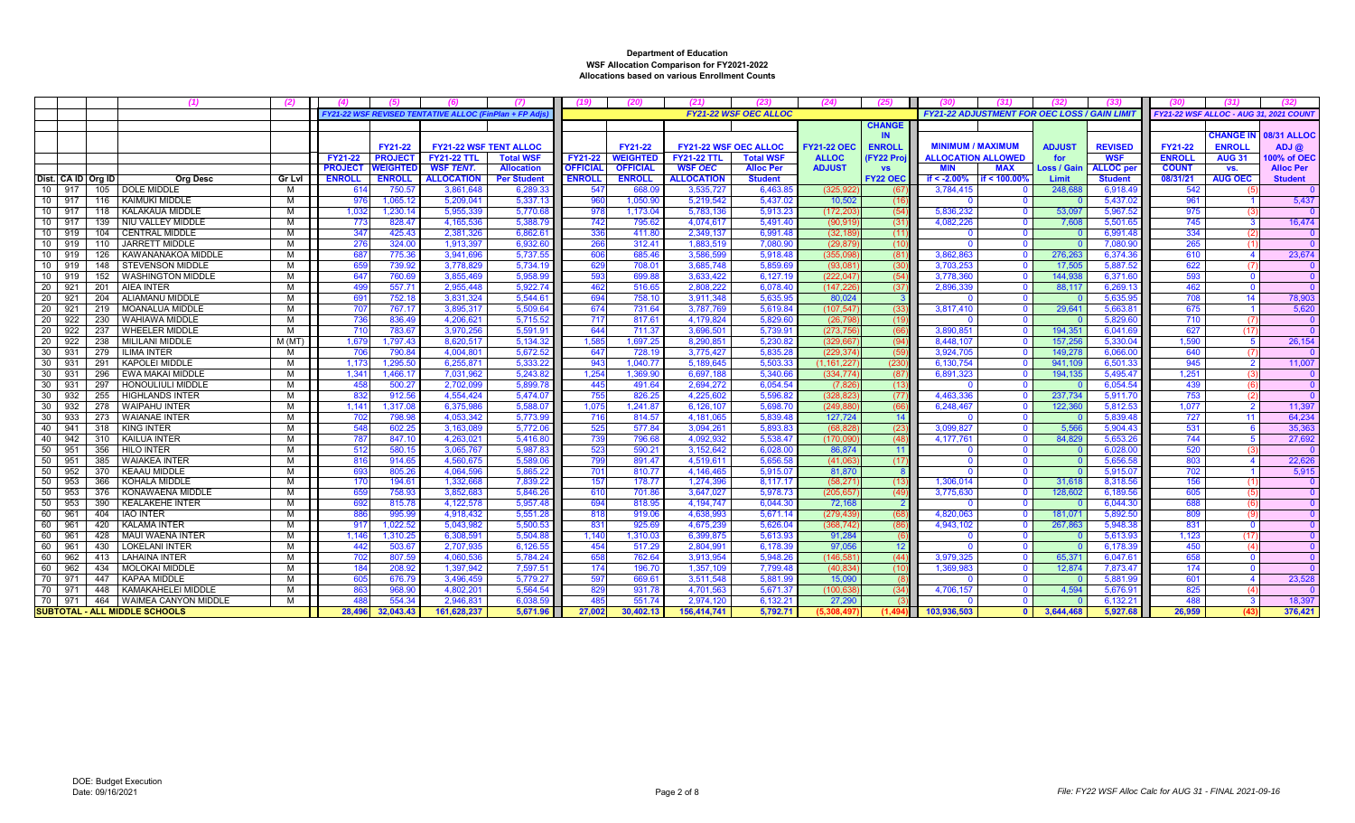**Department of Education**
**WSF Allocation Comparison for FY2021-2022**
**Allocations based on various Enrollment Counts**

| | | | (1) | (2) | (4) | (5) | (6) | (7) | (19) | (20) | (21) | (23) | (24) | (25) | (30) | (31) | (32) | (33) | (30) | (31) | (32) |
|---|---|---|---|---|---|---|---|---|---|---|---|---|---|---|---|---|---|---|---|---|---|
| | | | | | FY21-22 WSF REVISED TENTATIVE ALLOC (FinPlan + FP Adjs) | | | | FY21-22 WSF OEC ALLOC | | | | | | FY21-22 ADJUSTMENT FOR OEC LOSS / GAIN LIMIT | | | | FY21-22 WSF ALLOC - AUG 31, 2021 COUNT | | |
| | | | | | FY21-22 PROJECT ENROLL | FY21-22 PROJECT WEIGHTED ENROLL | FY21-22 WSF TENT ALLOC FY21-22 TTL WSF TENT. ALLOCATION | Total WSF Allocation Per Student | FY21-22 OFFICIAL ENROLL | FY21-22 WEIGHTED OFFICIAL ENROLL | FY21-22 WSF OEC ALLOC FY21-22 TTL WSF OEC ALLOCATION | Total WSF Alloc Per Student | FY21-22 OEC ALLOC ADJUST | CHANGE IN ENROLL (FY22 Proj vs FY22 OEC) | MINIMUM / MAXIMUM ALLOCATION ALLOWED MIN if < -2.00% | MAX if < 100.00% | ADJUST for Loss / Gain Limit | REVISED WSF ALLOC per Student | FY21-22 ENROLL COUNT 08/31/21 | CHANGE IN ENROLL AUG 31 vs. AUG OEC | 08/31 ALLOC ADJ @ 100% of OEC Alloc Per Student |
| Dist. | CA ID | Org ID | Org Desc | Gr Lvl | | | | | | | | | | | | | | | | | |
| 10 | 917 | 105 | DOLE MIDDLE | M | 614 | 750.57 | 3,861,648 | 6,289.33 | 547 | 668.09 | 3,535,727 | 6,463.85 | (325,922) | (67) | 3,784,415 | 0 | 248,688 | 6,918.49 | 542 | (5) | 0 |
| 10 | 917 | 116 | KAIMUKI MIDDLE | M | 976 | 1,065.12 | 5,209,041 | 5,337.13 | 960 | 1,050.90 | 5,219,542 | 5,437.02 | 10,502 | (16) | 0 | 0 | 0 | 5,437.02 | 961 | 1 | 5,437 |
| 10 | 917 | 118 | KALAKAUA MIDDLE | M | 1,032 | 1,230.14 | 5,955,339 | 5,770.68 | 978 | 1,173.04 | 5,783,136 | 5,913.23 | (172,203) | (54) | 5,836,232 | 0 | 53,097 | 5,967.52 | 975 | (3) | 0 |
| 10 | 917 | 139 | NIU VALLEY MIDDLE | M | 773 | 828.47 | 4,165,536 | 5,388.79 | 742 | 795.62 | 4,074,617 | 5,491.40 | (90,919) | (31) | 4,082,226 | 0 | 7,608 | 5,501.65 | 745 | 3 | 16,474 |
| 10 | 919 | 104 | CENTRAL MIDDLE | M | 347 | 425.43 | 2,381,326 | 6,862.61 | 336 | 411.80 | 2,349,137 | 6,991.48 | (32,189) | (11) | 0 | 0 | 0 | 6,991.48 | 334 | (2) | 0 |
| 10 | 919 | 110 | JARRETT MIDDLE | M | 276 | 324.00 | 1,913,397 | 6,932.60 | 266 | 312.41 | 1,883,519 | 7,080.90 | (29,879) | (10) | 0 | 0 | 0 | 7,080.90 | 265 | (1) | 0 |
| 10 | 919 | 126 | KAWANANAKOA MIDDLE | M | 687 | 775.36 | 3,941,696 | 5,737.55 | 606 | 685.46 | 3,586,599 | 5,918.48 | (355,098) | (81) | 3,862,863 | 0 | 276,263 | 6,374.36 | 610 | 4 | 23,674 |
| 10 | 919 | 148 | STEVENSON MIDDLE | M | 659 | 739.92 | 3,778,829 | 5,734.19 | 629 | 708.01 | 3,685,748 | 5,859.69 | (93,081) | (30) | 3,703,253 | 0 | 17,505 | 5,887.52 | 622 | (7) | 0 |
| 10 | 919 | 152 | WASHINGTON MIDDLE | M | 647 | 760.69 | 3,855,469 | 5,958.99 | 593 | 699.88 | 3,633,422 | 6,127.19 | (222,047) | (54) | 3,778,360 | 0 | 144,938 | 6,371.60 | 593 | 0 | 0 |
| 20 | 921 | 201 | AIEA INTER | M | 499 | 557.71 | 2,955,448 | 5,922.74 | 462 | 516.65 | 2,808,222 | 6,078.40 | (147,226) | (37) | 2,896,339 | 0 | 88,117 | 6,269.13 | 462 | 0 | 0 |
| 20 | 921 | 204 | ALIAMANU MIDDLE | M | 691 | 752.18 | 3,831,324 | 5,544.61 | 694 | 758.10 | 3,911,348 | 5,635.95 | 80,024 | 3 | 0 | 0 | 0 | 5,635.95 | 708 | 14 | 78,903 |
| 20 | 921 | 219 | MOANALUA MIDDLE | M | 707 | 767.17 | 3,895,317 | 5,509.64 | 674 | 731.64 | 3,787,769 | 5,619.84 | (107,547) | (33) | 3,817,410 | 0 | 29,641 | 5,663.81 | 675 | 1 | 5,620 |
| 20 | 922 | 230 | WAHIAWA MIDDLE | M | 736 | 836.49 | 4,206,621 | 5,715.52 | 717 | 817.61 | 4,179,824 | 5,829.60 | (26,798) | (19) | 0 | 0 | 0 | 5,829.60 | 710 | (7) | 0 |
| 20 | 922 | 237 | WHEELER MIDDLE | M | 710 | 783.67 | 3,970,256 | 5,591.91 | 644 | 711.37 | 3,696,501 | 5,739.91 | (273,756) | (66) | 3,890,851 | 0 | 194,351 | 6,041.69 | 627 | (17) | 0 |
| 20 | 922 | 238 | MILILANI MIDDLE | M (MT) | 1,679 | 1,797.43 | 8,620,517 | 5,134.32 | 1,585 | 1,697.25 | 8,290,851 | 5,230.82 | (329,667) | (94) | 8,448,107 | 0 | 157,256 | 5,330.04 | 1,590 | 5 | 26,154 |
| 30 | 931 | 279 | ILIMA INTER | M | 706 | 790.84 | 4,004,801 | 5,672.52 | 647 | 728.19 | 3,775,427 | 5,835.28 | (229,374) | (59) | 3,924,705 | 0 | 149,278 | 6,066.00 | 640 | (7) | 0 |
| 30 | 931 | 291 | KAPOLEI MIDDLE | M | 1,173 | 1,295.50 | 6,255,871 | 5,333.22 | 943 | 1,040.77 | 5,189,645 | 5,503.33 | (1,161,227) | (230) | 6,130,754 | 0 | 941,109 | 6,501.33 | 945 | 2 | 11,007 |
| 30 | 931 | 296 | EWA MAKAI MIDDLE | M | 1,341 | 1,466.17 | 7,031,962 | 5,243.82 | 1,254 | 1,369.90 | 6,697,188 | 5,340.66 | (334,774) | (87) | 6,891,323 | 0 | 194,135 | 5,495.47 | 1,251 | (3) | 0 |
| 30 | 931 | 297 | HONOULIULI MIDDLE | M | 458 | 500.27 | 2,702,099 | 5,899.78 | 445 | 491.64 | 2,694,272 | 6,054.54 | (7,826) | (13) | 0 | 0 | 0 | 6,054.54 | 439 | (6) | 0 |
| 30 | 932 | 255 | HIGHLANDS INTER | M | 832 | 912.56 | 4,554,424 | 5,474.07 | 755 | 826.25 | 4,225,602 | 5,596.82 | (328,823) | (77) | 4,463,336 | 0 | 237,734 | 5,911.70 | 753 | (2) | 0 |
| 30 | 932 | 278 | WAIPAHU INTER | M | 1,141 | 1,317.08 | 6,375,986 | 5,588.07 | 1,075 | 1,241.87 | 6,126,107 | 5,698.70 | (249,880) | (66) | 6,248,467 | 0 | 122,360 | 5,812.53 | 1,077 | 2 | 11,397 |
| 30 | 933 | 273 | WAIANAE INTER | M | 702 | 798.98 | 4,053,342 | 5,773.99 | 716 | 814.57 | 4,181,065 | 5,839.48 | 127,724 | 14 | 0 | 0 | 0 | 5,839.48 | 727 | 11 | 64,234 |
| 40 | 941 | 318 | KING INTER | M | 548 | 602.25 | 3,163,089 | 5,772.06 | 525 | 577.84 | 3,094,261 | 5,893.83 | (68,828) | (23) | 3,099,827 | 0 | 5,566 | 5,904.43 | 531 | 6 | 35,363 |
| 40 | 942 | 310 | KAILUA INTER | M | 787 | 847.10 | 4,263,021 | 5,416.80 | 739 | 796.68 | 4,092,932 | 5,538.47 | (170,090) | (48) | 4,177,761 | 0 | 84,829 | 5,653.26 | 744 | 5 | 27,692 |
| 50 | 951 | 356 | HILO INTER | M | 512 | 580.15 | 3,065,767 | 5,987.83 | 523 | 590.21 | 3,152,642 | 6,028.00 | 86,874 | 11 | 0 | 0 | 0 | 6,028.00 | 520 | (3) | 0 |
| 50 | 951 | 385 | WAIAKEA INTER | M | 816 | 914.65 | 4,560,675 | 5,589.06 | 799 | 891.47 | 4,519,611 | 5,656.58 | (41,063) | (17) | 0 | 0 | 0 | 5,656.58 | 803 | 4 | 22,626 |
| 50 | 952 | 370 | KEAAU MIDDLE | M | 693 | 805.26 | 4,064,596 | 5,865.22 | 701 | 810.77 | 4,146,465 | 5,915.07 | 81,870 | 8 | 0 | 0 | 0 | 5,915.07 | 702 | 1 | 5,915 |
| 50 | 953 | 366 | KOHALA MIDDLE | M | 170 | 194.61 | 1,332,668 | 7,839.22 | 157 | 178.77 | 1,274,396 | 8,117.17 | (58,271) | (13) | 1,306,014 | 0 | 31,618 | 8,318.56 | 156 | (1) | 0 |
| 50 | 953 | 376 | KONAWAENA MIDDLE | M | 659 | 758.93 | 3,852,683 | 5,846.26 | 610 | 701.86 | 3,647,027 | 5,978.73 | (205,657) | (49) | 3,775,630 | 0 | 128,602 | 6,189.56 | 605 | (5) | 0 |
| 50 | 953 | 390 | KEALAKEHE INTER | M | 692 | 815.78 | 4,122,578 | 5,957.48 | 694 | 818.95 | 4,194,747 | 6,044.30 | 72,168 | 2 | 0 | 0 | 0 | 6,044.30 | 688 | (6) | 0 |
| 60 | 961 | 404 | IAO INTER | M | 886 | 995.99 | 4,918,432 | 5,551.28 | 818 | 919.06 | 4,638,993 | 5,671.14 | (279,439) | (68) | 4,820,063 | 0 | 181,071 | 5,892.50 | 809 | (9) | 0 |
| 60 | 961 | 420 | KALAMA INTER | M | 917 | 1,022.52 | 5,043,982 | 5,500.53 | 831 | 925.69 | 4,675,239 | 5,626.04 | (368,742) | (86) | 4,943,102 | 0 | 267,863 | 5,948.38 | 831 | 0 | 0 |
| 60 | 961 | 428 | MAUI WAENA INTER | M | 1,146 | 1,310.25 | 6,308,591 | 5,504.88 | 1,140 | 1,310.03 | 6,399,875 | 5,613.93 | 91,284 | (6) | 0 | 0 | 0 | 5,613.93 | 1,123 | (17) | 0 |
| 60 | 961 | 430 | LOKELANI INTER | M | 442 | 503.67 | 2,707,935 | 6,126.55 | 454 | 517.29 | 2,804,991 | 6,178.39 | 97,056 | 12 | 0 | 0 | 0 | 6,178.39 | 450 | (4) | 0 |
| 60 | 962 | 413 | LAHAINA INTER | M | 702 | 807.59 | 4,060,536 | 5,784.24 | 658 | 762.64 | 3,913,954 | 5,948.26 | (146,581) | (44) | 3,979,325 | 0 | 65,371 | 6,047.61 | 658 | 0 | 0 |
| 60 | 962 | 434 | MOLOKAI MIDDLE | M | 184 | 208.92 | 1,397,942 | 7,597.51 | 174 | 196.70 | 1,357,109 | 7,799.48 | (40,834) | (10) | 1,369,983 | 0 | 12,874 | 7,873.47 | 174 | 0 | 0 |
| 70 | 971 | 447 | KAPAA MIDDLE | M | 605 | 676.79 | 3,496,459 | 5,779.27 | 597 | 669.61 | 3,511,548 | 5,881.99 | 15,090 | (8) | 0 | 0 | 0 | 5,881.99 | 601 | 4 | 23,528 |
| 70 | 971 | 448 | KAMAKAHELEI MIDDLE | M | 863 | 968.90 | 4,802,201 | 5,564.54 | 829 | 931.78 | 4,701,563 | 5,671.37 | (100,638) | (34) | 4,706,157 | 0 | 4,594 | 5,676.91 | 825 | (4) | 0 |
| 70 | 971 | 464 | WAIMEA CANYON MIDDLE | M | 488 | 554.34 | 2,946,831 | 6,038.59 | 485 | 551.74 | 2,974,120 | 6,132.21 | 27,290 | (3) | 0 | 0 | 0 | 6,132.21 | 488 | 3 | 18,397 |
| **SUBTOTAL - ALL MIDDLE SCHOOLS** | | | | | **28,496** | **32,043.43** | **161,628,237** | **5,671.96** | **27,002** | **30,402.13** | **156,414,741** | **5,792.71** | **(5,308,497)** | **(1,494)** | **103,936,503** | **0** | **3,644,468** | **5,927.68** | **26,959** | **(43)** | **376,421** |

DOE: Budget Execution
Date: 09/16/2021

File: FY22 WSF Alloc Calc for AUG 31 - FINAL 2021-09-16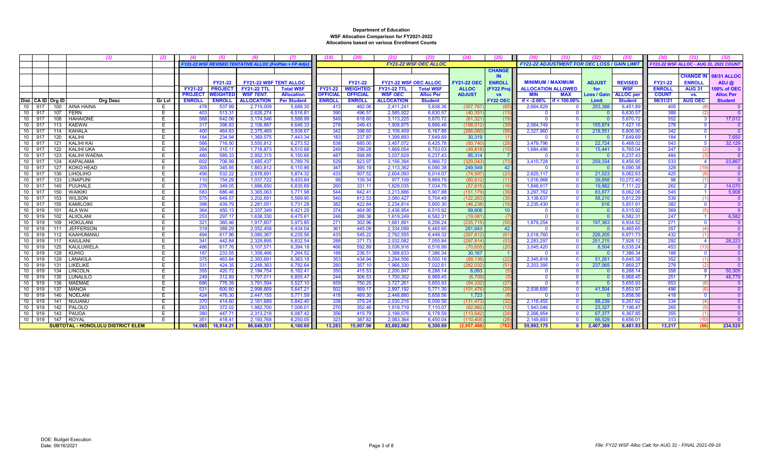# Department of Education
## WSF Allocation Comparison for FY2021-2022
### Allocations based on various Enrollment Counts

| | | | (1) | (2) | (4) | (5) | (6) | (7) | (19) | (20) | (21) | (23) | (24) | (25) | (30) | (31) | (32) | (33) | (30) | (31) | (32) |
|---|---|---|---|---|---|---|---|---|---|---|---|---|---|---|---|---|---|---|---|---|---|
| | | | | | FY21-22 WSF REVISED TENTATIVE ALLOC (FinPlan + FP Adjs) | | | | FY21-22 WSF OEC ALLOC | | | | | | FY21-22 ADJUSTMENT FOR OEC LOSS / GAIN LIMIT | | | | FY21-22 WSF ALLOC - AUG 31, 2021 COUNT | | |
| | | | | | FY21-22 PROJECT ENROLL | FY21-22 PROJECT WEIGHTED ENROLL | FY21-22 WSF TENT ALLOC: FY21-22 TTL WSF TENT. ALLOCATION | FY21-22 WSF TENT ALLOC: Total WSF Allocation Per Student | FY21-22 OFFICIAL ENROLL | FY21-22 WEIGHTED OFFICIAL ENROLL | FY21-22 WSF OEC ALLOC: FY21-22 TTL WSF OEC ALLOCATION | FY21-22 WSF OEC ALLOC: Total WSF Alloc Per Student | FY21-22 OEC ALLOC ADJUST | CHANGE IN ENROLL (FY22 Proj vs FY22 OEC) | MINIMUM / MAXIMUM ALLOCATION ALLOWED: MIN if < -2.00% | MINIMUM / MAXIMUM ALLOCATION ALLOWED: MAX if < 100.00% | ADJUST for Loss / Gain Limit | REVISED WSF ALLOC per Student | FY21-22 ENROLL COUNT 08/31/21 | CHANGE IN ENROLL AUG 31 vs. AUG OEC | 08/31 ALLOC ADJ @ 100% of OEC Alloc Per Student |
| Dist. | CA ID | Org ID | Org Desc | Gr Lvl | | | | | | | | | | | | | | | | | |
| 10 | 917 | 100 | AINA HAINA | E | 478 | 537.99 | 2,719,009 | 5,688.30 | 413 | 462.06 | 2,411,241 | 5,838.36 | (307,767) | (65) | 2,664,629 | 0 | 253,388 | 6,451.89 | 405 | (8) | 0 |
| 10 | 917 | 107 | FERN | E | 403 | 513.31 | 2,626,274 | 6,516.81 | 390 | 496.57 | 2,585,922 | 6,630.57 | (40,351) | (13) | 0 | 0 | 0 | 6,630.57 | 388 | (2) | 0 |
| 10 | 917 | 108 | HAHAIONE | E | 568 | 642.06 | 3,174,546 | 5,588.99 | 549 | 618.60 | 3,113,225 | 5,670.72 | (61,321) | (19) | 0 | 0 | 0 | 5,670.72 | 552 | 3 | 17,012 |
| 10 | 917 | 113 | KAEWAI | E | 317 | 398.83 | 2,106,887 | 6,646.33 | 278 | 349.43 | 1,908,875 | 6,866.46 | (198,012) | (39) | 2,064,749 | 0 | 155,874 | 7,427.16 | 278 | 0 | 0 |
| 10 | 917 | 114 | KAHALA | E | 400 | 464.63 | 2,375,469 | 5,938.67 | 342 | 398.60 | 2,109,409 | 6,167.86 | (266,060) | (58) | 2,327,960 | 0 | 218,551 | 6,806.90 | 342 | 0 | 0 |
| 10 | 917 | 120 | KALIHI | E | 184 | 234.94 | 1,369,575 | 7,443.34 | 183 | 237.87 | 1,399,893 | 7,649.69 | 30,319 | (1) | 0 | 0 | 0 | 7,649.69 | 184 | 1 | 7,650 |
| 10 | 917 | 121 | KALIHI KAI | E | 566 | 716.50 | 3,550,812 | 6,273.52 | 538 | 685.00 | 3,457,072 | 6,425.78 | (93,740) | (28) | 3,479,796 | 0 | 22,724 | 6,468.02 | 543 | 5 | 32,129 |
| 10 | 917 | 122 | KALIHI UKA | E | 264 | 315.11 | 1,718,873 | 6,510.88 | 249 | 299.28 | 1,669,054 | 6,703.03 | (49,818) | (15) | 1,684,496 | 0 | 15,441 | 6,765.04 | 247 | (2) | 0 |
| 10 | 917 | 123 | KALIHI WAENA | E | 480 | 589.33 | 2,952,315 | 6,150.66 | 487 | 598.89 | 3,037,629 | 6,237.43 | 85,314 | 7 | 0 | 0 | 0 | 6,237.43 | 484 | (3) | 0 |
| 10 | 917 | 124 | KAPALAMA | E | 602 | 706.99 | 3,485,437 | 5,789.76 | 529 | 623.97 | 3,156,394 | 5,966.72 | (329,043) | (73) | 3,415,728 | 0 | 259,334 | 6,456.95 | 533 | 4 | 23,867 |
| 10 | 917 | 127 | KOKO HEAD | E | 305 | 345.95 | 1,863,812 | 6,110.86 | 347 | 395.19 | 2,113,362 | 6,090.38 | 249,549 | 42 | 0 | 0 | 0 | 6,090.38 | 328 | (19) | 0 |
| 10 | 917 | 130 | LIHOLIHO | E | 456 | 532.22 | 2,678,691 | 5,874.32 | 433 | 507.52 | 2,604,093 | 6,014.07 | (74,597) | (23) | 2,625,117 | 0 | 21,023 | 6,062.63 | 425 | (8) | 0 |
| 10 | 917 | 133 | LINAPUNI | E | 110 | 154.29 | 1,037,722 | 9,433.84 | 99 | 139.34 | 977,109 | 9,869.79 | (60,612) | (11) | 1,016,968 | 0 | 39,858 | 10,272.40 | 98 | (1) | 0 |
| 10 | 917 | 145 | PUUHALE | E | 276 | 349.05 | 1,886,650 | 6,835.69 | 260 | 331.11 | 1,829,035 | 7,034.75 | (57,615) | (16) | 1,848,917 | 0 | 19,882 | 7,111.22 | 262 | 2 | 14,070 |
| 10 | 917 | 150 | WAIKIKI | E | 583 | 686.46 | 3,365,063 | 5,771.98 | 544 | 642.41 | 3,213,886 | 5,907.88 | (151,179) | (39) | 3,297,762 | 0 | 83,877 | 6,062.06 | 545 | 1 | 5,908 |
| 10 | 917 | 153 | WILSON | E | 575 | 649.57 | 3,202,691 | 5,569.90 | 540 | 612.53 | 3,080,427 | 5,704.49 | (122,263) | (35) | 3,138,637 | 0 | 58,210 | 5,812.29 | 539 | (1) | 0 |
| 10 | 917 | 155 | KAMILOIKI | E | 398 | 439.79 | 2,281,051 | 5,731.28 | 382 | 422.84 | 2,234,814 | 5,850.30 | (46,238) | (16) | 2,235,430 | 0 | 616 | 5,851.91 | 382 | 0 | 0 |
| 10 | 919 | 101 | ALA WAI | E | 364 | 450.13 | 2,337,349 | 6,421.29 | 374 | 464.90 | 2,436,954 | 6,515.92 | 99,606 | 10 | 0 | 0 | 0 | 6,515.92 | 369 | (5) | 0 |
| 10 | 919 | 102 | ALIIOLANI | E | 253 | 297.17 | 1,638,330 | 6,475.61 | 246 | 288.36 | 1,619,249 | 6,582.31 | (19,081) | (7) | 0 | 0 | 0 | 6,582.31 | 247 | 1 | 6,582 |
| 10 | 919 | 109 | HOKULANI | E | 321 | 360.46 | 1,917,607 | 5,973.85 | 271 | 302.96 | 1,681,891 | 6,206.24 | (235,715) | (50) | 1,879,254 | 0 | 197,363 | 6,934.52 | 271 | 0 | 0 |
| 10 | 919 | 111 | JEFFERSON | E | 319 | 389.29 | 2,052,458 | 6,434.04 | 361 | 445.09 | 2,334,099 | 6,465.65 | 281,643 | 42 | 0 | 0 | 0 | 6,465.65 | 357 | (4) | 0 |
| 10 | 919 | 112 | KAAHUMANU | E | 494 | 617.96 | 3,080,367 | 6,235.56 | 433 | 545.22 | 2,792,555 | 6,449.32 | (287,812) | (61) | 3,018,760 | 0 | 226,205 | 6,971.73 | 432 | (1) | 0 |
| 10 | 919 | 117 | KAIULANI | E | 341 | 442.84 | 2,329,895 | 6,832.54 | 288 | 371.73 | 2,032,082 | 7,055.84 | (297,814) | (53) | 2,283,297 | 0 | 251,215 | 7,928.12 | 292 | 4 | 28,223 |
| 10 | 919 | 125 | KAULUWELA | E | 486 | 617.76 | 3,107,571 | 6,394.18 | 466 | 592.89 | 3,036,916 | 6,516.99 | (70,655) | (20) | 3,045,420 | 0 | 8,504 | 6,535.24 | 453 | (13) | 0 |
| 10 | 919 | 128 | KUHIO | E | 187 | 233.55 | 1,358,466 | 7,264.52 | 188 | 236.51 | 1,388,633 | 7,386.34 | 30,167 | 1 | 0 | 0 | 0 | 7,386.34 | 188 | 0 | 0 |
| 10 | 919 | 129 | LANAKILA | E | 375 | 463.84 | 2,393,691 | 6,383.18 | 353 | 434.94 | 2,294,556 | 6,500.16 | (99,136) | (22) | 2,345,818 | 0 | 51,261 | 6,645.38 | 352 | (1) | 0 |
| 10 | 919 | 131 | LIKELIKE | E | 331 | 424.35 | 2,248,363 | 6,792.64 | 280 | 357.10 | 1,966,330 | 7,022.61 | (282,032) | (51) | 2,203,395 | 0 | 237,065 | 7,869.27 | 278 | (2) | 0 |
| 10 | 919 | 134 | LINCOLN | E | 355 | 420.72 | 2,194,754 | 6,182.41 | 350 | 415.53 | 2,200,847 | 6,288.14 | 6,093 | (5) | 0 | 0 | 0 | 6,288.14 | 358 | 8 | 50,305 |
| 10 | 919 | 135 | LUNALILO | E | 249 | 312.89 | 1,707,011 | 6,855.47 | 244 | 306.53 | 1,700,302 | 6,968.45 | (6,709) | (5) | 0 | 0 | 0 | 6,968.45 | 251 | 7 | 48,779 |
| 10 | 919 | 136 | MAEMAE | E | 686 | 776.39 | 3,791,594 | 5,527.10 | 659 | 750.25 | 3,727,261 | 5,655.93 | (64,332) | (27) | 0 | 0 | 0 | 5,655.93 | 653 | (6) | 0 |
| 10 | 919 | 137 | MANOA | E | 531 | 600.80 | 2,998,669 | 5,647.21 | 502 | 569.17 | 2,897,192 | 5,771.30 | (101,476) | (29) | 2,938,695 | 0 | 41,504 | 5,853.97 | 496 | (6) | 0 |
| 10 | 919 | 140 | NOELANI | E | 424 | 476.30 | 2,447,155 | 5,771.59 | 418 | 469.30 | 2,448,880 | 5,858.56 | 1,723 | (6) | 0 | 0 | 0 | 5,858.56 | 418 | 0 | 0 |
| 10 | 919 | 141 | NUUANU | E | 370 | 414.60 | 2,161,689 | 5,842.40 | 338 | 379.24 | 2,030,216 | 6,006.56 | (131,473) | (32) | 2,118,455 | 0 | 88,239 | 6,267.62 | 334 | (4) | 0 |
| 10 | 919 | 142 | PALOLO | E | 283 | 372.02 | 1,982,700 | 7,006.01 | 270 | 352.46 | 1,919,719 | 7,110.07 | (62,982) | (13) | 1,943,046 | 0 | 23,327 | 7,196.47 | 265 | (5) | 0 |
| 10 | 919 | 143 | PAUOA | E | 380 | 447.71 | 2,313,218 | 6,087.42 | 356 | 415.79 | 2,199,576 | 6,178.59 | (113,642) | (24) | 2,266,954 | 0 | 67,377 | 6,367.85 | 355 | (1) | 0 |
| 10 | 919 | 147 | ROYAL | E | 351 | 418.41 | 2,193,768 | 6,250.05 | 323 | 387.82 | 2,083,364 | 6,450.04 | (110,405) | (28) | 2,149,893 | 0 | 66,529 | 6,656.01 | 313 | (10) | 0 |
| | | | **SUBTOTAL - HONOLULU DISTRICT ELEM** | | **14,065** | **16,814.21** | **86,649,531** | **6,160.65** | **13,283** | **15,907.00** | **83,692,062** | **6,300.69** | **(2,957,466)** | **(782)** | **55,993,175** | **0** | **2,407,369** | **6,481.93** | **13,217** | **(66)** | **234,525** |

DOE: Budget Execution
Date: 09/16/2021

File: FY22 WSF Alloc Calc for AUG 31 - FINAL 2021-09-16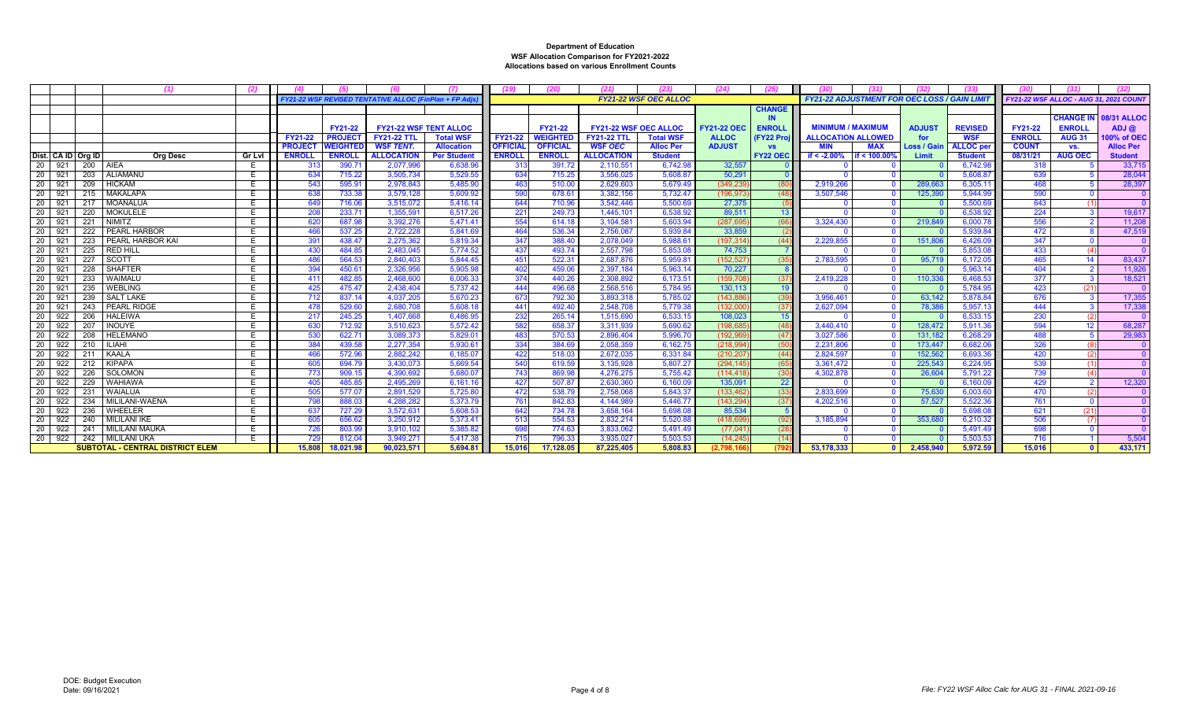**Department of Education**
**WSF Allocation Comparison for FY2021-2022**
**Allocations based on various Enrollment Counts**

| | | | (1) | (2) | (4) | (5) | (6) | (7) | (19) | (20) | (21) | (23) | (24) | (25) | (30) | (31) | (32) | (33) | (30) | (31) | (32) |
|---|---|---|---|---|---|---|---|---|---|---|---|---|---|---|---|---|---|---|---|---|---|
| | | | | | FY21-22 WSF REVISED TENTATIVE ALLOC (FinPlan + FP Adjs) | | | | FY21-22 WSF OEC ALLOC | | | | | | FY21-22 ADJUSTMENT FOR OEC LOSS / GAIN LIMIT | | | | FY21-22 WSF ALLOC - AUG 31, 2021 COUNT | | |
| | | | | | FY21-22 PROJECT ENROLL | FY21-22 PROJECT WEIGHTED ENROLL | FY21-22 WSF TENT ALLOC FY21-22 TTL WSF TENT. ALLOCATION | FY21-22 WSF TENT ALLOC Total WSF Allocation | FY21-22 OFFICIAL ENROLL | FY21-22 WEIGHTED OFFICIAL ENROLL | FY21-22 WSF OEC ALLOC FY21-22 TTL WSF OEC ALLOCATION | FY21-22 WSF OEC ALLOC Total WSF Alloc Per Student | FY21-22 OEC ALLOC ADJUST | CHANGE IN ENROLL (FY22 Proj vs FY22 OEC) | MINIMUM / MAXIMUM ALLOCATION ALLOWED MIN if < -2.00% | MINIMUM / MAXIMUM ALLOCATION ALLOWED MAX if < 100.00% | ADJUST for Loss / Gain Limit | REVISED WSF ALLOC per Student | FY21-22 ENROLL COUNT 08/31/21 | CHANGE IN ENROLL AUG 31 vs. AUG OEC | 08/31 ALLOC ADJ @ 100% of OEC Alloc Per Student |
| Dist. | CA ID | Org ID | Org Desc | Gr Lvl | | | | | | | | | | | | | | | | | |
| 20 | 921 | 200 | AIEA | E | 313 | 390.71 | 2,077,996 | 6,638.96 | 313 | 391.72 | 2,110,551 | 6,742.98 | 32,557 | 0 | 0 | 0 | 0 | 6,742.98 | 318 | 5 | 33,715 |
| 20 | 921 | 203 | ALIAMANU | E | 634 | 715.22 | 3,505,734 | 5,529.55 | 634 | 715.25 | 3,556,025 | 5,608.87 | 50,291 | 0 | 0 | 0 | 0 | 5,608.87 | 639 | 5 | 28,044 |
| 20 | 921 | 209 | HICKAM | E | 543 | 595.91 | 2,978,843 | 5,485.90 | 463 | 510.00 | 2,629,603 | 5,679.49 | (349,239) | (80) | 2,919,266 | 0 | 289,663 | 6,305.11 | 468 | 5 | 28,397 |
| 20 | 921 | 215 | MAKALAPA | E | 638 | 733.38 | 3,579,128 | 5,609.92 | 590 | 678.61 | 3,382,156 | 5,732.47 | (196,973) | (48) | 3,507,546 | 0 | 125,390 | 5,944.99 | 590 | 0 | 0 |
| 20 | 921 | 217 | MOANALUA | E | 649 | 716.06 | 3,515,072 | 5,416.14 | 644 | 710.96 | 3,542,446 | 5,500.69 | 27,375 | (5) | 0 | 0 | 0 | 5,500.69 | 643 | (1) | 0 |
| 20 | 921 | 220 | MOKULELE | E | 208 | 233.71 | 1,355,591 | 6,517.26 | 221 | 249.73 | 1,445,101 | 6,538.92 | 89,511 | 13 | 0 | 0 | 0 | 6,538.92 | 224 | 3 | 19,617 |
| 20 | 921 | 221 | NIMITZ | E | 620 | 687.98 | 3,392,276 | 5,471.41 | 554 | 614.18 | 3,104,581 | 5,603.94 | (287,695) | (66) | 3,324,430 | 0 | 219,849 | 6,000.78 | 556 | 2 | 11,208 |
| 20 | 921 | 222 | PEARL HARBOR | E | 466 | 537.25 | 2,722,228 | 5,841.69 | 464 | 536.34 | 2,756,087 | 5,939.84 | 33,859 | (2) | 0 | 0 | 0 | 5,939.84 | 472 | 8 | 47,519 |
| 20 | 921 | 223 | PEARL HARBOR KAI | E | 391 | 438.47 | 2,275,362 | 5,819.34 | 347 | 388.40 | 2,078,049 | 5,988.61 | (197,314) | (44) | 2,229,855 | 0 | 151,806 | 6,426.09 | 347 | 0 | 0 |
| 20 | 921 | 225 | RED HILL | E | 430 | 484.85 | 2,483,045 | 5,774.52 | 437 | 493.74 | 2,557,798 | 5,853.08 | 74,753 | 7 | 0 | 0 | 0 | 5,853.08 | 433 | (4) | 0 |
| 20 | 921 | 227 | SCOTT | E | 486 | 564.53 | 2,840,403 | 5,844.45 | 451 | 522.31 | 2,687,876 | 5,959.81 | (152,527) | (35) | 2,783,595 | 0 | 95,719 | 6,172.05 | 465 | 14 | 83,437 |
| 20 | 921 | 228 | SHAFTER | E | 394 | 450.61 | 2,326,956 | 5,905.98 | 402 | 459.06 | 2,397,184 | 5,963.14 | 70,227 | 8 | 0 | 0 | 0 | 5,963.14 | 404 | 2 | 11,926 |
| 20 | 921 | 233 | WAIMALU | E | 411 | 482.85 | 2,468,600 | 6,006.33 | 374 | 440.26 | 2,308,892 | 6,173.51 | (159,708) | (37) | 2,419,228 | 0 | 110,336 | 6,468.53 | 377 | 3 | 18,521 |
| 20 | 921 | 235 | WEBLING | E | 425 | 475.47 | 2,438,404 | 5,737.42 | 444 | 496.68 | 2,568,516 | 5,784.95 | 130,113 | 19 | 0 | 0 | 0 | 5,784.95 | 423 | (21) | 0 |
| 20 | 921 | 239 | SALT LAKE | E | 712 | 837.14 | 4,037,205 | 5,670.23 | 673 | 792.30 | 3,893,318 | 5,785.02 | (143,886) | (39) | 3,956,461 | 0 | 63,142 | 5,878.84 | 676 | 3 | 17,355 |
| 20 | 921 | 243 | PEARL RIDGE | E | 478 | 529.60 | 2,680,708 | 5,608.18 | 441 | 492.40 | 2,548,708 | 5,779.38 | (132,000) | (37) | 2,627,094 | 0 | 78,386 | 5,957.13 | 444 | 3 | 17,338 |
| 20 | 922 | 206 | HALEIWA | E | 217 | 245.25 | 1,407,668 | 6,486.95 | 232 | 265.14 | 1,515,690 | 6,533.15 | 108,023 | 15 | 0 | 0 | 0 | 6,533.15 | 230 | (2) | 0 |
| 20 | 922 | 207 | INOUYE | E | 630 | 712.92 | 3,510,623 | 5,572.42 | 582 | 658.37 | 3,311,939 | 5,690.62 | (198,685) | (48) | 3,440,410 | 0 | 128,472 | 5,911.36 | 594 | 12 | 68,287 |
| 20 | 922 | 208 | HELEMANO | E | 530 | 622.71 | 3,089,373 | 5,829.01 | 483 | 570.53 | 2,896,404 | 5,996.70 | (192,969) | (47) | 3,027,586 | 0 | 131,182 | 6,268.29 | 488 | 5 | 29,983 |
| 20 | 922 | 210 | ILIAHI | E | 384 | 439.58 | 2,277,354 | 5,930.61 | 334 | 384.69 | 2,058,359 | 6,162.75 | (218,994) | (50) | 2,231,806 | 0 | 173,447 | 6,682.06 | 326 | (8) | 0 |
| 20 | 922 | 211 | KAALA | E | 466 | 572.96 | 2,882,242 | 6,185.07 | 422 | 518.03 | 2,672,035 | 6,331.84 | (210,207) | (44) | 2,824,597 | 0 | 152,562 | 6,693.36 | 420 | (2) | 0 |
| 20 | 922 | 212 | KIPAPA | E | 605 | 694.79 | 3,430,073 | 5,669.54 | 540 | 619.59 | 3,135,928 | 5,807.27 | (294,145) | (65) | 3,361,472 | 0 | 225,543 | 6,224.95 | 539 | (1) | 0 |
| 20 | 922 | 226 | SOLOMON | E | 773 | 909.15 | 4,390,692 | 5,680.07 | 743 | 869.98 | 4,276,275 | 5,755.42 | (114,418) | (30) | 4,302,878 | 0 | 26,604 | 5,791.22 | 739 | (4) | 0 |
| 20 | 922 | 229 | WAHIAWA | E | 405 | 485.85 | 2,495,269 | 6,161.16 | 427 | 507.87 | 2,630,360 | 6,160.09 | 135,091 | 22 | 0 | 0 | 0 | 6,160.09 | 429 | 2 | 12,320 |
| 20 | 922 | 231 | WAIALUA | E | 505 | 577.07 | 2,891,529 | 5,725.80 | 472 | 538.79 | 2,758,068 | 5,843.37 | (133,462) | (33) | 2,833,699 | 0 | 75,630 | 6,003.60 | 470 | (2) | 0 |
| 20 | 922 | 234 | MILILANI-WAENA | E | 798 | 888.03 | 4,288,282 | 5,373.79 | 761 | 842.83 | 4,144,989 | 5,446.77 | (143,294) | (37) | 4,202,516 | 0 | 57,527 | 5,522.36 | 761 | 0 | 0 |
| 20 | 922 | 236 | WHEELER | E | 637 | 727.29 | 3,572,631 | 5,608.53 | 642 | 734.78 | 3,658,164 | 5,698.08 | 85,534 | 5 | 0 | 0 | 0 | 5,698.08 | 621 | (21) | 0 |
| 20 | 922 | 240 | MILILANI IKE | E | 605 | 656.62 | 3,250,912 | 5,373.41 | 513 | 554.53 | 2,832,214 | 5,520.88 | (418,699) | (92) | 3,185,894 | 0 | 353,680 | 6,210.32 | 506 | (7) | 0 |
| 20 | 922 | 241 | MILILANI MAUKA | E | 726 | 803.99 | 3,910,102 | 5,385.82 | 698 | 774.63 | 3,833,062 | 5,491.49 | (77,041) | (28) | 0 | 0 | 0 | 5,491.49 | 698 | 0 | 0 |
| 20 | 922 | 242 | MILILANI UKA | E | 729 | 812.04 | 3,949,271 | 5,417.38 | 715 | 796.33 | 3,935,027 | 5,503.53 | (14,245) | (14) | 0 | 0 | 0 | 5,503.53 | 716 | 1 | 5,504 |
| | | | **SUBTOTAL - CENTRAL DISTRICT ELEM** | | 15,808 | 18,021.98 | 90,023,571 | 5,694.81 | 15,016 | 17,128.05 | 87,225,405 | 5,808.83 | (2,798,166) | (792) | 53,178,333 | 0 | 2,458,940 | 5,972.59 | 15,016 | 0 | 433,171 |

DOE: Budget Execution
Date: 09/16/2021

File: FY22 WSF Alloc Calc for AUG 31 - FINAL 2021-09-16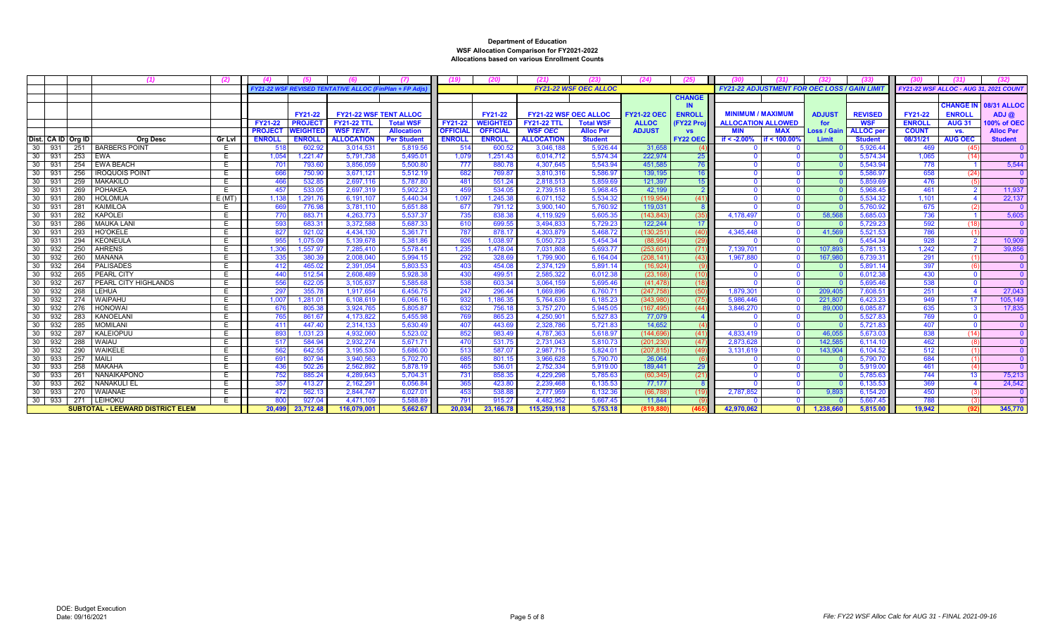**Department of Education**
**WSF Allocation Comparison for FY2021-2022**
**Allocations based on various Enrollment Counts**

| | | | (1) | (2) | (4) | (5) | (6) | (7) | (19) | (20) | (21) | (23) | (24) | (25) | (30) | (31) | (32) | (33) | (30) | (31) | (32) |
|---|---|---|---|---|---|---|---|---|---|---|---|---|---|---|---|---|---|---|---|---|---|
| | | | | | FY21-22 WSF REVISED TENTATIVE ALLOC (FinPlan + FP Adjs) | | | | FY21-22 WSF OEC ALLOC | | | | | | FY21-22 ADJUSTMENT FOR OEC LOSS / GAIN LIMIT | | | | FY21-22 WSF ALLOC - AUG 31, 2021 COUNT | | |
| | | | | | FY21-22 PROJECT ENROLL | FY21-22 PROJECT WEIGHTED ENROLL | FY21-22 WSF TENT ALLOC FY21-22 TTL WSF TENT. ALLOCATION | Total WSF Allocation Per Student | FY21-22 OFFICIAL ENROLL | FY21-22 WEIGHTED OFFICIAL ENROLL | FY21-22 WSF OEC ALLOC FY21-22 TTL WSF OEC ALLOCATION | Total WSF Alloc Per Student | FY21-22 OEC ALLOC ADJUSTMENT | CHANGE IN ENROLL (FY22 Proj vs FY22 OEC) | MINIMUM / MAXIMUM ALLOCATION ALLOWED MIN if < -2.00% | MAX if < 100.00% | ADJUST for Loss / Gain Limit | REVISED WSF ALLOC per Student | FY21-22 COUNT 08/31/21 | CHANGE IN ENROLL AUG 31 vs. AUG OEC | 08/31 ALLOC ADJ @ 100% of OEC Alloc Per Student |
| Dist. | CA ID | Org ID | Org Desc | Gr Lvl | | | | | | | | | | | | | | | | | |
| 30 | 931 | 251 | BARBERS POINT | E | 518 | 602.92 | 3,014,531 | 5,819.56 | 514 | 600.52 | 3,046,188 | 5,926.44 | 31,658 | (4) | 0 | 0 | 0 | 5,926.44 | 469 | (45) | 0 |
| 30 | 931 | 253 | EWA | E | 1,054 | 1,221.47 | 5,791,738 | 5,495.01 | 1,079 | 1,251.43 | 6,014,712 | 5,574.34 | 222,974 | 25 | 0 | 0 | 0 | 5,574.34 | 1,065 | (14) | 0 |
| 30 | 931 | 254 | EWA BEACH | E | 701 | 793.60 | 3,856,059 | 5,500.80 | 777 | 880.78 | 4,307,645 | 5,543.94 | 451,585 | 76 | 0 | 0 | 0 | 5,543.94 | 778 | 1 | 5,544 |
| 30 | 931 | 256 | IROQUOIS POINT | E | 666 | 750.90 | 3,671,121 | 5,512.19 | 682 | 769.87 | 3,810,316 | 5,586.97 | 139,195 | 16 | 0 | 0 | 0 | 5,586.97 | 658 | (24) | 0 |
| 30 | 931 | 259 | MAKAKILO | E | 466 | 532.85 | 2,697,116 | 5,787.80 | 481 | 551.24 | 2,818,513 | 5,859.69 | 121,397 | 15 | 0 | 0 | 0 | 5,859.69 | 476 | (5) | 0 |
| 30 | 931 | 269 | POHAKEA | E | 457 | 533.05 | 2,697,319 | 5,902.23 | 459 | 534.05 | 2,739,518 | 5,968.45 | 42,199 | 2 | 0 | 0 | 0 | 5,968.45 | 461 | 2 | 11,937 |
| 30 | 931 | 280 | HOLOMUA | E (MT) | 1,138 | 1,291.76 | 6,191,107 | 5,440.34 | 1,097 | 1,245.38 | 6,071,152 | 5,534.32 | (119,954) | (41) | 0 | 0 | 0 | 5,534.32 | 1,101 | 4 | 22,137 |
| 30 | 931 | 281 | KAIMILOA | E | 669 | 776.98 | 3,781,110 | 5,651.88 | 677 | 791.12 | 3,900,140 | 5,760.92 | 119,031 | 8 | 0 | 0 | 0 | 5,760.92 | 675 | (2) | 0 |
| 30 | 931 | 282 | KAPOLEI | E | 770 | 883.71 | 4,263,773 | 5,537.37 | 735 | 838.38 | 4,119,929 | 5,605.35 | (143,843) | (35) | 4,178,497 | 0 | 58,568 | 5,685.03 | 736 | 1 | 5,605 |
| 30 | 931 | 286 | MAUKA LANI | E | 593 | 683.31 | 3,372,588 | 5,687.33 | 610 | 699.55 | 3,494,833 | 5,729.23 | 122,244 | 17 | 0 | 0 | 0 | 5,729.23 | 592 | (18) | 0 |
| 30 | 931 | 293 | HO'OKELE | E | 827 | 921.02 | 4,434,130 | 5,361.71 | 787 | 878.17 | 4,303,879 | 5,468.72 | (130,251) | (40) | 4,345,448 | 0 | 41,569 | 5,521.53 | 786 | (1) | 0 |
| 30 | 931 | 294 | KEONEULA | E | 955 | 1,075.09 | 5,139,678 | 5,381.86 | 926 | 1,038.97 | 5,050,723 | 5,454.34 | (88,954) | (29) | 0 | 0 | 0 | 5,454.34 | 928 | 2 | 10,909 |
| 30 | 932 | 250 | AHRENS | E | 1,306 | 1,557.97 | 7,285,410 | 5,578.41 | 1,235 | 1,478.04 | 7,031,808 | 5,693.77 | (253,601) | (71) | 7,139,701 | 0 | 107,893 | 5,781.13 | 1,242 | 7 | 39,856 |
| 30 | 932 | 260 | MANANA | E | 335 | 380.39 | 2,008,040 | 5,994.15 | 292 | 328.69 | 1,799,900 | 6,164.04 | (208,141) | (43) | 1,967,880 | 0 | 167,980 | 6,739.31 | 291 | (1) | 0 |
| 30 | 932 | 264 | PALISADES | E | 412 | 465.02 | 2,391,054 | 5,803.53 | 403 | 454.08 | 2,374,129 | 5,891.14 | (16,924) | (9) | 0 | 0 | 0 | 5,891.14 | 397 | (6) | 0 |
| 30 | 932 | 265 | PEARL CITY | E | 440 | 512.54 | 2,608,489 | 5,928.38 | 430 | 499.51 | 2,585,322 | 6,012.38 | (23,168) | (10) | 0 | 0 | 0 | 6,012.38 | 430 | 0 | 0 |
| 30 | 932 | 267 | PEARL CITY HIGHLANDS | E | 556 | 622.05 | 3,105,637 | 5,585.68 | 538 | 603.34 | 3,064,159 | 5,695.46 | (41,478) | (18) | 0 | 0 | 0 | 5,695.46 | 538 | 0 | 0 |
| 30 | 932 | 268 | LEHUA | E | 297 | 355.78 | 1,917,654 | 6,456.75 | 247 | 296.44 | 1,669,896 | 6,760.71 | (247,758) | (50) | 1,879,301 | 0 | 209,405 | 7,608.51 | 251 | 4 | 27,043 |
| 30 | 932 | 274 | WAIPAHU | E | 1,007 | 1,281.01 | 6,108,619 | 6,066.16 | 932 | 1,186.35 | 5,764,639 | 6,185.23 | (343,980) | (75) | 5,986,446 | 0 | 221,807 | 6,423.23 | 949 | 17 | 105,149 |
| 30 | 932 | 276 | HONOWAI | E | 676 | 805.38 | 3,924,765 | 5,805.87 | 632 | 756.18 | 3,757,270 | 5,945.05 | (167,495) | (44) | 3,846,270 | 0 | 89,000 | 6,085.87 | 635 | 3 | 17,835 |
| 30 | 932 | 283 | KANOELANI | E | 765 | 861.67 | 4,173,822 | 5,455.98 | 769 | 865.23 | 4,250,901 | 5,527.83 | 77,079 | 4 | 0 | 0 | 0 | 5,527.83 | 769 | 0 | 0 |
| 30 | 932 | 285 | MOMILANI | E | 411 | 447.40 | 2,314,133 | 5,630.49 | 407 | 443.69 | 2,328,786 | 5,721.83 | 14,652 | (4) | 0 | 0 | 0 | 5,721.83 | 407 | 0 | 0 |
| 30 | 932 | 287 | KALEIOPUU | E | 893 | 1,031.23 | 4,932,060 | 5,523.02 | 852 | 983.49 | 4,787,363 | 5,618.97 | (144,696) | (41) | 4,833,419 | 0 | 46,055 | 5,673.03 | 838 | (14) | 0 |
| 30 | 932 | 288 | WAIAU | E | 517 | 584.94 | 2,932,274 | 5,671.71 | 470 | 531.75 | 2,731,043 | 5,810.73 | (201,230) | (47) | 2,873,628 | 0 | 142,585 | 6,114.10 | 462 | (8) | 0 |
| 30 | 932 | 290 | WAIKELE | E | 562 | 642.55 | 3,195,530 | 5,686.00 | 513 | 587.07 | 2,987,715 | 5,824.01 | (207,815) | (49) | 3,131,619 | 0 | 143,904 | 6,104.52 | 512 | (1) | 0 |
| 30 | 933 | 257 | MAILI | E | 691 | 807.94 | 3,940,563 | 5,702.70 | 685 | 801.15 | 3,966,628 | 5,790.70 | 26,064 | (6) | 0 | 0 | 0 | 5,790.70 | 684 | (1) | 0 |
| 30 | 933 | 258 | MAKAHA | E | 436 | 502.26 | 2,562,892 | 5,878.19 | 465 | 536.01 | 2,752,334 | 5,919.00 | 189,441 | 29 | 0 | 0 | 0 | 5,919.00 | 461 | (4) | 0 |
| 30 | 933 | 261 | NANAIKAPONO | E | 752 | 885.24 | 4,289,643 | 5,704.31 | 731 | 858.35 | 4,229,298 | 5,785.63 | (60,345) | (21) | 0 | 0 | 0 | 5,785.63 | 744 | 13 | 75,213 |
| 30 | 933 | 262 | NANAKULI EL | E | 357 | 413.27 | 2,162,291 | 6,056.84 | 365 | 423.80 | 2,239,468 | 6,135.53 | 77,177 | 8 | 0 | 0 | 0 | 6,135.53 | 369 | 4 | 24,542 |
| 30 | 933 | 270 | WAIANAE | E | 472 | 562.13 | 2,844,747 | 6,027.01 | 453 | 538.88 | 2,777,959 | 6,132.36 | (66,788) | (19) | 2,787,852 | 0 | 9,893 | 6,154.20 | 450 | (3) | 0 |
| 30 | 933 | 271 | LEIHOKU | E | 800 | 927.04 | 4,471,109 | 5,588.89 | 791 | 915.27 | 4,482,952 | 5,667.45 | 11,844 | (9) | 0 | 0 | 0 | 5,667.45 | 788 | (3) | 0 |
| | | | **SUBTOTAL - LEEWARD DISTRICT ELEM** | | **20,499** | **23,712.48** | **116,079,001** | **5,662.67** | **20,034** | **23,166.78** | **115,259,118** | **5,753.18** | **(819,880)** | **(465)** | **42,970,062** | **0** | **1,238,660** | **5,815.00** | **19,942** | **(92)** | **345,770** |

DOE: Budget Execution
Date: 09/16/2021

File: FY22 WSF Alloc Calc for AUG 31 - FINAL 2021-09-16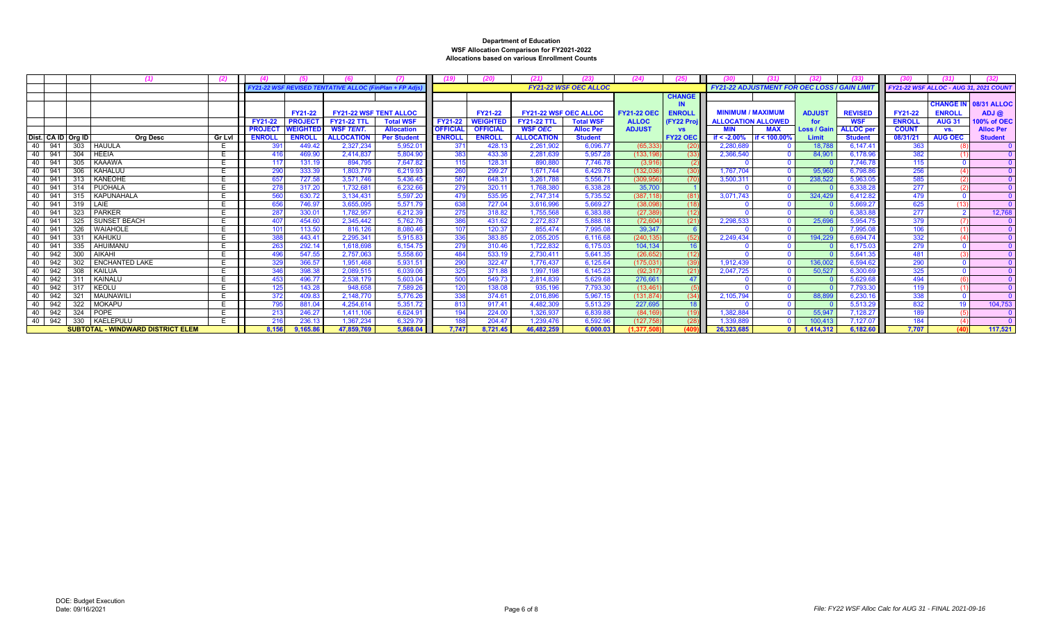# Department of Education
## WSF Allocation Comparison for FY2021-2022
### Allocations based on various Enrollment Counts

| | | | (1) | (2) | (4) | (5) | (6) | (7) | (19) | (20) | (21) | (23) | (24) | (25) | (30) | (31) | (32) | (33) | (30) | (31) | (32) |
|---|---|---|---|---|---|---|---|---|---|---|---|---|---|---|---|---|---|---|---|---|---|
| | | | | | FY21-22 WSF REVISED TENTATIVE ALLOC (FinPlan + FP Adjs) | | | | FY21-22 WSF OEC ALLOC | | | | | | FY21-22 ADJUSTMENT FOR OEC LOSS / GAIN LIMIT | | | | FY21-22 WSF ALLOC - AUG 31, 2021 COUNT | | |
| | | | | | FY21-22 PROJECT ENROLL | FY21-22 PROJECT WEIGHTED ENROLL | FY21-22 WSF TENT ALLOC FY21-22 TTL WSF TENT. ALLOCATION | FY21-22 WSF TENT ALLOC Total WSF Allocation Per Student | FY21-22 OFFICIAL ENROLL | FY21-22 WEIGHTED OFFICIAL ENROLL | FY21-22 WSF OEC ALLOC FY21-22 TTL WSF OEC ALLOCATION | FY21-22 WSF OEC ALLOC Total WSF Alloc Per Student | FY21-22 OEC ALLOC ADJUST | CHANGE IN ENROLL (FY22 Proj vs FY22 OEC) | MINIMUM / MAXIMUM ALLOCATION ALLOWED MIN if < -2.00% | MINIMUM / MAXIMUM ALLOCATION ALLOWED MAX if < 100.00% | ADJUST for Loss / Gain Limit | REVISED WSF ALLOC per Student | FY21-22 ENROLL COUNT 08/31/21 | CHANGE IN ENROLL AUG 31 vs. AUG OEC | 08/31 ALLOC ADJ @ 100% of OEC Alloc Per Student |
| Dist. | CA ID | Org ID | Org Desc | Gr Lvl | | | | | | | | | | | | | | | | | |
| 40 | 941 | 303 | HAUULA | E | 391 | 449.42 | 2,327,234 | 5,952.01 | 371 | 428.13 | 2,261,902 | 6,096.77 | (65,333) | (20) | 2,280,689 | 0 | 18,788 | 6,147.41 | 363 | (8) | 0 |
| 40 | 941 | 304 | HEEIA | E | 416 | 469.90 | 2,414,837 | 5,804.90 | 383 | 433.38 | 2,281,639 | 5,957.28 | (133,198) | (33) | 2,366,540 | 0 | 84,901 | 6,178.96 | 382 | (1) | 0 |
| 40 | 941 | 305 | KAAAWA | E | 117 | 131.19 | 894,795 | 7,647.82 | 115 | 128.31 | 890,880 | 7,746.78 | (3,916) | (2) | 0 | 0 | 0 | 7,746.78 | 115 | 0 | 0 |
| 40 | 941 | 306 | KAHALUU | E | 290 | 333.39 | 1,803,779 | 6,219.93 | 260 | 299.27 | 1,671,744 | 6,429.78 | (132,036) | (30) | 1,767,704 | 0 | 95,960 | 6,798.86 | 256 | (4) | 0 |
| 40 | 941 | 313 | KANEOHE | E | 657 | 727.58 | 3,571,746 | 5,436.45 | 587 | 648.31 | 3,261,788 | 5,556.71 | (309,956) | (70) | 3,500,311 | 0 | 238,522 | 5,963.05 | 585 | (2) | 0 |
| 40 | 941 | 314 | PUOHALA | E | 278 | 317.20 | 1,732,681 | 6,232.66 | 279 | 320.11 | 1,768,380 | 6,338.28 | 35,700 | 1 | 0 | 0 | 0 | 6,338.28 | 277 | (2) | 0 |
| 40 | 941 | 315 | KAPUNAHALA | E | 560 | 630.72 | 3,134,431 | 5,597.20 | 479 | 535.95 | 2,747,314 | 5,735.52 | (387,118) | (81) | 3,071,743 | 0 | 324,429 | 6,412.82 | 479 | 0 | 0 |
| 40 | 941 | 319 | LAIE | E | 656 | 746.97 | 3,655,095 | 5,571.79 | 638 | 727.04 | 3,616,996 | 5,669.27 | (38,098) | (18) | 0 | 0 | 0 | 5,669.27 | 625 | (13) | 0 |
| 40 | 941 | 323 | PARKER | E | 287 | 330.01 | 1,782,957 | 6,212.39 | 275 | 318.82 | 1,755,568 | 6,383.88 | (27,389) | (12) | 0 | 0 | 0 | 6,383.88 | 277 | 2 | 12,768 |
| 40 | 941 | 325 | SUNSET BEACH | E | 407 | 454.60 | 2,345,442 | 5,762.76 | 386 | 431.62 | 2,272,837 | 5,888.18 | (72,604) | (21) | 2,298,533 | 0 | 25,696 | 5,954.75 | 379 | (7) | 0 |
| 40 | 941 | 326 | WAIAHOLE | E | 101 | 113.50 | 816,126 | 8,080.46 | 107 | 120.37 | 855,474 | 7,995.08 | 39,347 | 6 | 0 | 0 | 0 | 7,995.08 | 106 | (1) | 0 |
| 40 | 941 | 331 | KAHUKU | E | 388 | 443.41 | 2,295,341 | 5,915.83 | 336 | 383.85 | 2,055,205 | 6,116.68 | (240,135) | (52) | 2,249,434 | 0 | 194,229 | 6,694.74 | 332 | (4) | 0 |
| 40 | 941 | 335 | AHUIMANU | E | 263 | 292.14 | 1,618,698 | 6,154.75 | 279 | 310.46 | 1,722,832 | 6,175.03 | 104,134 | 16 | 0 | 0 | 0 | 6,175.03 | 279 | 0 | 0 |
| 40 | 942 | 300 | AIKAHI | E | 496 | 547.55 | 2,757,063 | 5,558.60 | 484 | 533.19 | 2,730,411 | 5,641.35 | (26,652) | (12) | 0 | 0 | 0 | 5,641.35 | 481 | (3) | 0 |
| 40 | 942 | 302 | ENCHANTED LAKE | E | 329 | 366.57 | 1,951,468 | 5,931.51 | 290 | 322.47 | 1,776,437 | 6,125.64 | (175,031) | (39) | 1,912,439 | 0 | 136,002 | 6,594.62 | 290 | 0 | 0 |
| 40 | 942 | 308 | KAILUA | E | 346 | 398.38 | 2,089,515 | 6,039.06 | 325 | 371.88 | 1,997,198 | 6,145.23 | (92,317) | (21) | 2,047,725 | 0 | 50,527 | 6,300.69 | 325 | 0 | 0 |
| 40 | 942 | 311 | KAINALU | E | 453 | 496.77 | 2,538,179 | 5,603.04 | 500 | 549.73 | 2,814,839 | 5,629.68 | 276,661 | 47 | 0 | 0 | 0 | 5,629.68 | 494 | (6) | 0 |
| 40 | 942 | 317 | KEOLU | E | 125 | 143.28 | 948,658 | 7,589.26 | 120 | 138.08 | 935,196 | 7,793.30 | (13,461) | (5) | 0 | 0 | 0 | 7,793.30 | 119 | (1) | 0 |
| 40 | 942 | 321 | MAUNAWILI | E | 372 | 409.83 | 2,148,770 | 5,776.26 | 338 | 374.61 | 2,016,896 | 5,967.15 | (131,874) | (34) | 2,105,794 | 0 | 88,899 | 6,230.16 | 338 | 0 | 0 |
| 40 | 942 | 322 | MOKAPU | E | 795 | 881.04 | 4,254,614 | 5,351.72 | 813 | 917.41 | 4,482,309 | 5,513.29 | 227,695 | 18 | 0 | 0 | 0 | 5,513.29 | 832 | 19 | 104,753 |
| 40 | 942 | 324 | POPE | E | 213 | 246.27 | 1,411,106 | 6,624.91 | 194 | 224.00 | 1,326,937 | 6,839.88 | (84,169) | (19) | 1,382,884 | 0 | 55,947 | 7,128.27 | 189 | (5) | 0 |
| 40 | 942 | 330 | KAELEPULU | E | 216 | 236.13 | 1,367,234 | 6,329.79 | 188 | 204.47 | 1,239,476 | 6,592.96 | (127,758) | (28) | 1,339,889 | 0 | 100,413 | 7,127.07 | 184 | (4) | 0 |
| | | | SUBTOTAL - WINDWARD DISTRICT ELEM | | 8,156 | 9,165.86 | 47,859,769 | 5,868.04 | 7,747 | 8,721.45 | 46,482,259 | 6,000.03 | (1,377,508) | (409) | 26,323,685 | 0 | 1,414,312 | 6,182.60 | 7,707 | (40) | 117,521 |

DOE: Budget Execution
Date: 09/16/2021

File: FY22 WSF Alloc Calc for AUG 31 - FINAL 2021-09-16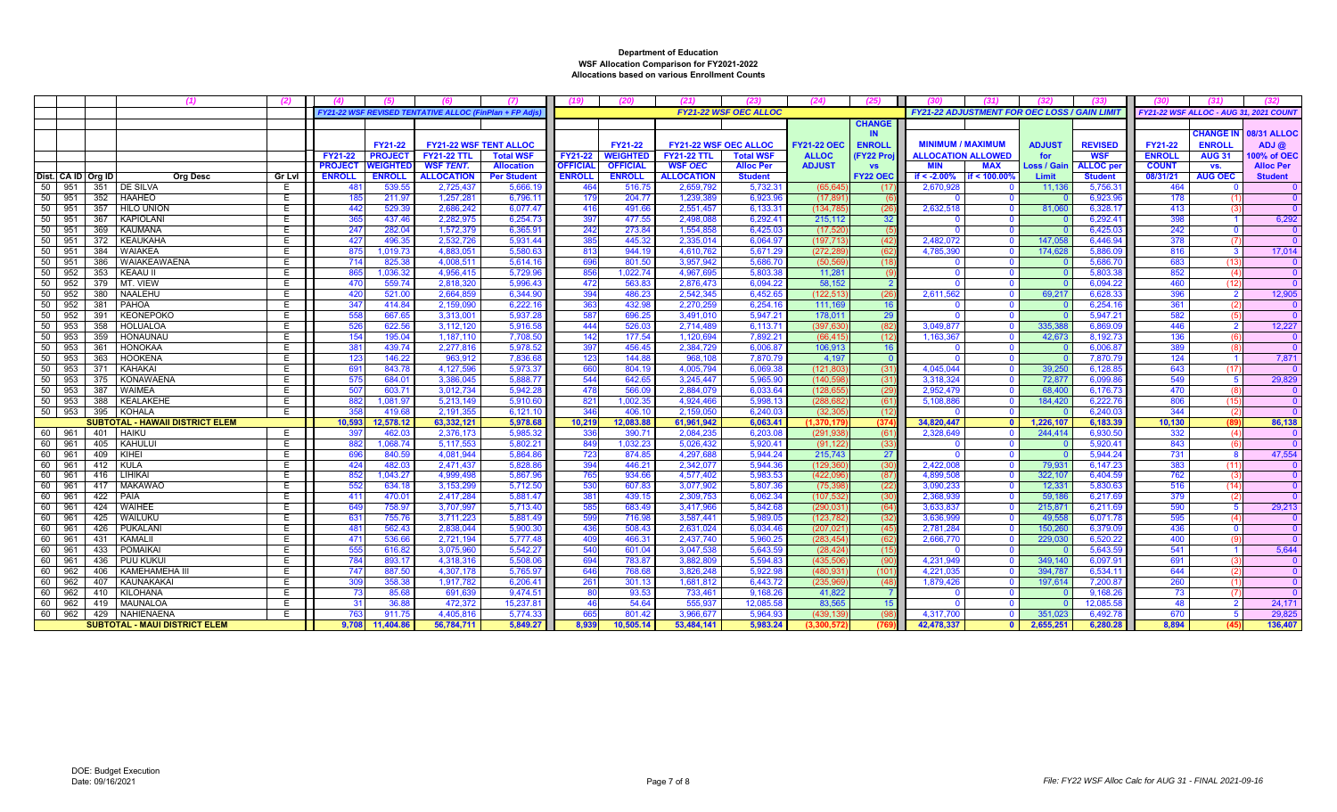**Department of Education**
**WSF Allocation Comparison for FY2021-2022**
**Allocations based on various Enrollment Counts**

| Dist. | CA ID | Org ID | (1) Org Desc | (2) Gr Lvl | (4) FY21-22 PROJECT ENROLL | (5) FY21-22 PROJECT WEIGHTED ENROLL | (6) FY21-22 WSF TENT ALLOC FY21-22 TTL WSF TENT. ALLOCATION | (7) FY21-22 WSF TENT ALLOC Total WSF Allocation Per Student | (19) FY21-22 OFFICIAL ENROLL | (20) FY21-22 WEIGHTED OFFICIAL ENROLL | (21) FY21-22 WSF OEC ALLOC FY21-22 TTL WSF OEC ALLOCATION | (23) FY21-22 WSF OEC ALLOC Total WSF Alloc Per Student | (24) FY21-22 OEC ALLOC ADJUST | (25) CHANGE IN ENROLL (FY22 Proj vs FY22 OEC) | (30) MINIMUM / MAXIMUM ALLOCATION ALLOWED MIN if < -2.00% | (31) MAX if < 100.00% | (32) ADJUST for Loss / Gain Limit | (33) REVISED WSF ALLOC per Student | (30) FY21-22 ENROLL COUNT 08/31/21 | (31) CHANGE IN ENROLL AUG 31 vs. AUG OEC | (32) 08/31 ALLOC ADJ @ 100% of OEC Alloc Per Student |
|---|---|---|---|---|---|---|---|---|---|---|---|---|---|---|---|---|---|---|---|---|---|
| | | | | | *FY21-22 WSF REVISED TENTATIVE ALLOC (FinPlan + FP Adjs)* | | | | *FY21-22 WSF OEC ALLOC* | | | | | | *FY21-22 ADJUSTMENT FOR OEC LOSS / GAIN LIMIT* | | | | *FY21-22 WSF ALLOC - AUG 31, 2021 COUNT* | | |
| 50 | 951 | 351 | DE SILVA | E | 481 | 539.55 | 2,725,437 | 5,666.19 | 464 | 516.75 | 2,659,792 | 5,732.31 | (65,645) | (17) | 2,670,928 | 0 | 11,136 | 5,756.31 | 464 | 0 | 0 |
| 50 | 951 | 352 | HAAHEO | E | 185 | 211.97 | 1,257,281 | 6,796.11 | 179 | 204.77 | 1,239,389 | 6,923.96 | (17,891) | (6) | 0 | 0 | 0 | 6,923.96 | 178 | (1) | 0 |
| 50 | 951 | 357 | HILO UNION | E | 442 | 529.39 | 2,686,242 | 6,077.47 | 416 | 491.66 | 2,551,457 | 6,133.31 | (134,785) | (26) | 2,632,518 | 0 | 81,060 | 6,328.17 | 413 | (3) | 0 |
| 50 | 951 | 367 | KAPIOLANI | E | 365 | 437.46 | 2,282,975 | 6,254.73 | 397 | 477.55 | 2,498,088 | 6,292.41 | 215,112 | 32 | 0 | 0 | 0 | 6,292.41 | 398 | 1 | 6,292 |
| 50 | 951 | 369 | KAUMANA | E | 247 | 282.04 | 1,572,379 | 6,365.91 | 242 | 273.84 | 1,554,858 | 6,425.03 | (17,520) | (5) | 0 | 0 | 0 | 6,425.03 | 242 | 0 | 0 |
| 50 | 951 | 372 | KEAUKAHA | E | 427 | 496.35 | 2,532,726 | 5,931.44 | 385 | 445.32 | 2,335,014 | 6,064.97 | (197,713) | (42) | 2,482,072 | 0 | 147,058 | 6,446.94 | 378 | (7) | 0 |
| 50 | 951 | 384 | WAIAKEA | E | 875 | 1,019.73 | 4,883,051 | 5,580.63 | 813 | 944.19 | 4,610,762 | 5,671.29 | (272,289) | (62) | 4,785,390 | 0 | 174,628 | 5,886.09 | 816 | 3 | 17,014 |
| 50 | 951 | 386 | WAIAKEAWAENA | E | 714 | 825.38 | 4,008,511 | 5,614.16 | 696 | 801.50 | 3,957,942 | 5,686.70 | (50,569) | (18) | 0 | 0 | 0 | 5,686.70 | 683 | (13) | 0 |
| 50 | 952 | 353 | KEAAU II | E | 865 | 1,036.32 | 4,956,415 | 5,729.96 | 856 | 1,022.74 | 4,967,695 | 5,803.38 | 11,281 | (9) | 0 | 0 | 0 | 5,803.38 | 852 | (4) | 0 |
| 50 | 952 | 379 | MT. VIEW | E | 470 | 559.74 | 2,818,320 | 5,996.43 | 472 | 563.83 | 2,876,473 | 6,094.22 | 58,152 | 2 | 0 | 0 | 0 | 6,094.22 | 460 | (12) | 0 |
| 50 | 952 | 380 | NAALEHU | E | 420 | 521.00 | 2,664,859 | 6,344.90 | 394 | 486.23 | 2,542,345 | 6,452.65 | (122,513) | (26) | 2,611,562 | 0 | 69,217 | 6,628.33 | 396 | 2 | 12,905 |
| 50 | 952 | 381 | PAHOA | E | 347 | 414.84 | 2,159,090 | 6,222.16 | 363 | 432.98 | 2,270,259 | 6,254.16 | 111,169 | 16 | 0 | 0 | 0 | 6,254.16 | 361 | (2) | 0 |
| 50 | 952 | 391 | KEONEPOKO | E | 558 | 667.65 | 3,313,001 | 5,937.28 | 587 | 696.25 | 3,491,010 | 5,947.21 | 178,011 | 29 | 0 | 0 | 0 | 5,947.21 | 582 | (5) | 0 |
| 50 | 953 | 358 | HOLUALOA | E | 526 | 622.56 | 3,112,120 | 5,916.58 | 444 | 526.03 | 2,714,489 | 6,113.71 | (397,630) | (82) | 3,049,877 | 0 | 335,388 | 6,869.09 | 446 | 2 | 12,227 |
| 50 | 953 | 359 | HONAUNAU | E | 154 | 195.04 | 1,187,110 | 7,708.50 | 142 | 177.54 | 1,120,694 | 7,892.21 | (66,415) | (12) | 1,163,367 | 0 | 42,673 | 8,192.73 | 136 | (6) | 0 |
| 50 | 953 | 361 | HONOKAA | E | 381 | 439.74 | 2,277,816 | 5,978.52 | 397 | 456.45 | 2,384,729 | 6,006.87 | 106,913 | 16 | 0 | 0 | 0 | 6,006.87 | 389 | (8) | 0 |
| 50 | 953 | 363 | HOOKENA | E | 123 | 146.22 | 963,912 | 7,836.68 | 123 | 144.88 | 968,108 | 7,870.79 | 4,197 | 0 | 0 | 0 | 0 | 7,870.79 | 124 | 1 | 7,871 |
| 50 | 953 | 371 | KAHAKAI | E | 691 | 843.78 | 4,127,596 | 5,973.37 | 660 | 804.19 | 4,005,794 | 6,069.38 | (121,803) | (31) | 4,045,044 | 0 | 39,250 | 6,128.85 | 643 | (17) | 0 |
| 50 | 953 | 375 | KONAWAENA | E | 575 | 684.01 | 3,386,045 | 5,888.77 | 544 | 642.65 | 3,245,447 | 5,965.90 | (140,598) | (31) | 3,318,324 | 0 | 72,877 | 6,099.86 | 549 | 5 | 29,829 |
| 50 | 953 | 387 | WAIMEA | E | 507 | 603.71 | 3,012,734 | 5,942.28 | 478 | 566.09 | 2,884,079 | 6,033.64 | (128,655) | (29) | 2,952,479 | 0 | 68,400 | 6,176.73 | 470 | (8) | 0 |
| 50 | 953 | 388 | KEALAKEHE | E | 882 | 1,081.97 | 5,213,149 | 5,910.60 | 821 | 1,002.35 | 4,924,466 | 5,998.13 | (288,682) | (61) | 5,108,886 | 0 | 184,420 | 6,222.76 | 806 | (15) | 0 |
| 50 | 953 | 395 | KOHALA | E | 358 | 419.68 | 2,191,355 | 6,121.10 | 346 | 406.10 | 2,159,050 | 6,240.03 | (32,305) | (12) | 0 | 0 | 0 | 6,240.03 | 344 | (2) | 0 |
| | | | **SUBTOTAL - HAWAII DISTRICT ELEM** | | **10,593** | **12,578.12** | **63,332,121** | **5,978.68** | **10,219** | **12,083.88** | **61,961,942** | **6,063.41** | **(1,370,179)** | **(374)** | **34,820,447** | **0** | **1,226,107** | **6,183.39** | **10,130** | **(89)** | **86,138** |
| 60 | 961 | 401 | HAIKU | E | 397 | 462.03 | 2,376,173 | 5,985.32 | 336 | 390.71 | 2,084,235 | 6,203.08 | (291,938) | (61) | 2,328,649 | 0 | 244,414 | 6,930.50 | 332 | (4) | 0 |
| 60 | 961 | 405 | KAHULUI | E | 882 | 1,068.74 | 5,117,553 | 5,802.21 | 849 | 1,032.23 | 5,026,432 | 5,920.41 | (91,122) | (33) | 0 | 0 | 0 | 5,920.41 | 843 | (6) | 0 |
| 60 | 961 | 409 | KIHEI | E | 696 | 840.59 | 4,081,944 | 5,864.86 | 723 | 874.85 | 4,297,688 | 5,944.24 | 215,743 | 27 | 0 | 0 | 0 | 5,944.24 | 731 | 8 | 47,554 |
| 60 | 961 | 412 | KULA | E | 424 | 482.03 | 2,471,437 | 5,828.86 | 394 | 446.21 | 2,342,077 | 5,944.36 | (129,360) | (30) | 2,422,008 | 0 | 79,931 | 6,147.23 | 383 | (11) | 0 |
| 60 | 961 | 416 | LIHIKAI | E | 852 | 1,043.27 | 4,999,498 | 5,867.96 | 765 | 934.66 | 4,577,402 | 5,983.53 | (422,096) | (87) | 4,899,508 | 0 | 322,107 | 6,404.59 | 762 | (3) | 0 |
| 60 | 961 | 417 | MAKAWAO | E | 552 | 634.18 | 3,153,299 | 5,712.50 | 530 | 607.83 | 3,077,902 | 5,807.36 | (75,398) | (22) | 3,090,233 | 0 | 12,331 | 5,830.63 | 516 | (14) | 0 |
| 60 | 961 | 422 | PAIA | E | 411 | 470.01 | 2,417,284 | 5,881.47 | 381 | 439.15 | 2,309,753 | 6,062.34 | (107,532) | (30) | 2,368,939 | 0 | 59,186 | 6,217.69 | 379 | (2) | 0 |
| 60 | 961 | 424 | WAIHEE | E | 649 | 758.97 | 3,707,997 | 5,713.40 | 585 | 683.49 | 3,417,966 | 5,842.68 | (290,031) | (64) | 3,633,837 | 0 | 215,871 | 6,211.69 | 590 | 5 | 29,213 |
| 60 | 961 | 425 | WAILUKU | E | 631 | 755.76 | 3,711,223 | 5,881.49 | 599 | 716.98 | 3,587,441 | 5,989.05 | (123,782) | (32) | 3,636,999 | 0 | 49,558 | 6,071.78 | 595 | (4) | 0 |
| 60 | 961 | 426 | PUKALANI | E | 481 | 562.43 | 2,838,044 | 5,900.30 | 436 | 508.43 | 2,631,024 | 6,034.46 | (207,021) | (45) | 2,781,284 | 0 | 150,260 | 6,379.09 | 436 | 0 | 0 |
| 60 | 961 | 431 | KAMALII | E | 471 | 536.66 | 2,721,194 | 5,777.48 | 409 | 466.31 | 2,437,740 | 5,960.25 | (283,454) | (62) | 2,666,770 | 0 | 229,030 | 6,520.22 | 400 | (9) | 0 |
| 60 | 961 | 433 | POMAIKAI | E | 555 | 616.82 | 3,075,960 | 5,542.27 | 540 | 601.04 | 3,047,538 | 5,643.59 | (28,424) | (15) | 0 | 0 | 0 | 5,643.59 | 541 | 1 | 5,644 |
| 60 | 961 | 436 | PUU KUKUI | E | 784 | 893.17 | 4,318,316 | 5,508.06 | 694 | 783.87 | 3,882,809 | 5,594.83 | (435,506) | (90) | 4,231,949 | 0 | 349,140 | 6,097.91 | 691 | (3) | 0 |
| 60 | 962 | 406 | KAMEHAMEHA III | E | 747 | 887.50 | 4,307,178 | 5,765.97 | 646 | 768.68 | 3,826,248 | 5,922.98 | (480,931) | (101) | 4,221,035 | 0 | 394,787 | 6,534.11 | 644 | (2) | 0 |
| 60 | 962 | 407 | KAUNAKAKAI | E | 309 | 358.38 | 1,917,782 | 6,206.41 | 261 | 301.13 | 1,681,812 | 6,443.72 | (235,969) | (48) | 1,879,426 | 0 | 197,614 | 7,200.87 | 260 | (1) | 0 |
| 60 | 962 | 410 | KILOHANA | E | 73 | 85.68 | 691,639 | 9,474.51 | 80 | 93.53 | 733,461 | 9,168.26 | 41,822 | 7 | 0 | 0 | 0 | 9,168.26 | 73 | (7) | 0 |
| 60 | 962 | 419 | MAUNALOA | E | 31 | 36.88 | 472,372 | 15,237.81 | 46 | 54.64 | 555,937 | 12,085.58 | 83,565 | 15 | 0 | 0 | 0 | 12,085.58 | 48 | 2 | 24,171 |
| 60 | 962 | 429 | NAHIENAENA | E | 763 | 911.75 | 4,405,816 | 5,774.33 | 665 | 801.42 | 3,966,677 | 5,964.93 | (439,139) | (98) | 4,317,700 | 0 | 351,023 | 6,492.78 | 670 | 5 | 29,825 |
| | | | **SUBTOTAL - MAUI DISTRICT ELEM** | | **9,708** | **11,404.86** | **56,784,711** | **5,849.27** | **8,939** | **10,505.14** | **53,484,141** | **5,983.24** | **(3,300,572)** | **(769)** | **42,478,337** | **0** | **2,655,251** | **6,280.28** | **8,894** | **(45)** | **136,407** |

DOE: Budget Execution
Date: 09/16/2021

File: FY22 WSF Alloc Calc for AUG 31 - FINAL 2021-09-16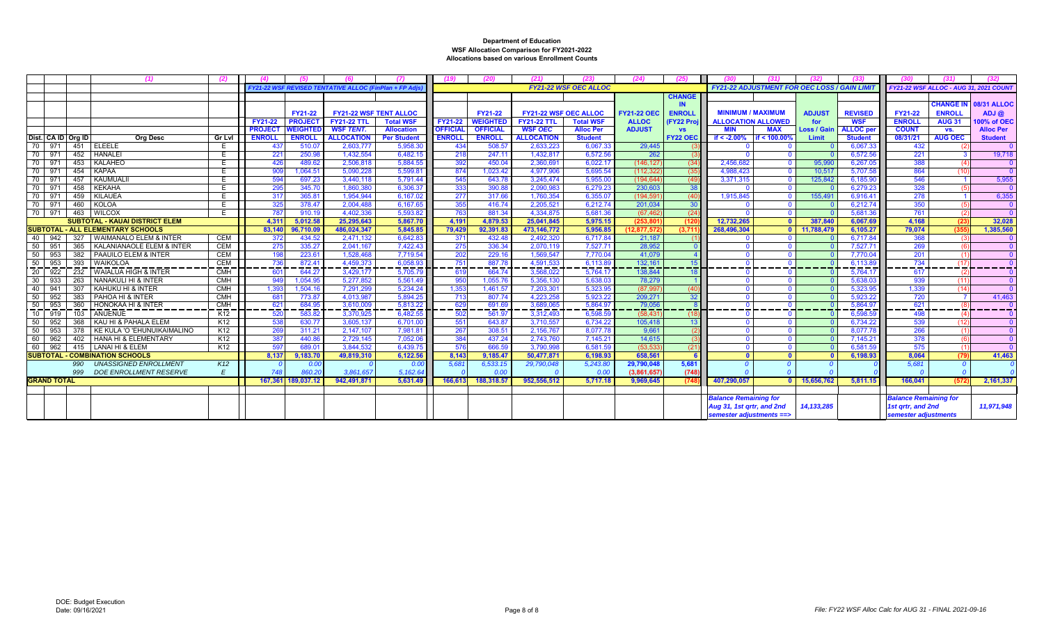**Department of Education**
**WSF Allocation Comparison for FY2021-2022**
**Allocations based on various Enrollment Counts**

| | | | (1) | (2) | (4) | (5) | (6) | (7) | (19) | (20) | (21) | (23) | (24) | (25) | (30) | (31) | (32) | (33) | (30) | (31) | (32) |
|---|---|---|---|---|---|---|---|---|---|---|---|---|---|---|---|---|---|---|---|---|---|
| | | | | | FY21-22 WSF REVISED TENTATIVE ALLOC (FinPlan + FP Adjs) | | | | FY21-22 WSF OEC ALLOC | | | | | | FY21-22 ADJUSTMENT FOR OEC LOSS / GAIN LIMIT | | | | FY21-22 WSF ALLOC - AUG 31, 2021 COUNT | | |
| | | | | | FY21-22 PROJECT ENROLL | FY21-22 PROJECT WEIGHTED ENROLL | FY21-22 WSF TENT ALLOC FY21-22 TTL WSF TENT. ALLOCATION | FY21-22 WSF TENT ALLOC Total WSF Allocation Per Student | FY21-22 OFFICIAL ENROLL | FY21-22 WEIGHTED OFFICIAL ENROLL | FY21-22 WSF OEC ALLOC FY21-22 TTL WSF OEC ALLOCATION | FY21-22 WSF OEC ALLOC Total WSF Alloc Per Student | FY21-22 OEC ALLOC ADJUST | CHANGE IN ENROLL (FY22 Proj vs FY22 OEC) | MINIMUM / MAXIMUM ALLOCATION ALLOWED MIN if < -2.00% | MINIMUM / MAXIMUM ALLOCATION ALLOWED MAX if < 100.00% | ADJUST for Loss / Gain Limit | REVISED WSF ALLOC per Student | FY21-22 COUNT ENROLL 08/31/21 | CHANGE IN ENROLL AUG 31 vs. AUG OEC | 08/31 ALLOC ADJ @ 100% of OEC Alloc Per Student |
| **Dist.** | **CA ID** | **Org ID** | **Org Desc** | **Gr Lvl** | | | | | | | | | | | | | | | | | |
| 70 | 971 | 451 | ELEELE | E | 437 | 510.07 | 2,603,777 | 5,958.30 | 434 | 508.57 | 2,633,223 | 6,067.33 | 29,445 | (3) | 0 | 0 | 0 | 6,067.33 | 432 | (2) | 0 |
| 70 | 971 | 452 | HANALEI | E | 221 | 250.98 | 1,432,554 | 6,482.15 | 218 | 247.11 | 1,432,817 | 6,572.56 | 262 | (3) | 0 | 0 | 0 | 6,572.56 | 221 | 3 | 19,718 |
| 70 | 971 | 453 | KALAHEO | E | 426 | 489.62 | 2,506,818 | 5,884.55 | 392 | 450.04 | 2,360,691 | 6,022.17 | (146,127) | (34) | 2,456,682 | 0 | 95,990 | 6,267.05 | 388 | (4) | 0 |
| 70 | 971 | 454 | KAPAA | E | 909 | 1,064.51 | 5,090,228 | 5,599.81 | 874 | 1,023.42 | 4,977,906 | 5,695.54 | (112,322) | (35) | 4,988,423 | 0 | 10,517 | 5,707.58 | 864 | (10) | 0 |
| 70 | 971 | 457 | KAUMUALII | E | 594 | 697.23 | 3,440,118 | 5,791.44 | 545 | 643.78 | 3,245,474 | 5,955.00 | (194,644) | (49) | 3,371,315 | 0 | 125,842 | 6,185.90 | 546 | 1 | 5,955 |
| 70 | 971 | 458 | KEKAHA | E | 295 | 345.70 | 1,860,380 | 6,306.37 | 333 | 390.88 | 2,090,983 | 6,279.23 | 230,603 | 38 | 0 | 0 | 0 | 6,279.23 | 328 | (5) | 0 |
| 70 | 971 | 459 | KILAUEA | E | 317 | 365.81 | 1,954,944 | 6,167.02 | 277 | 317.66 | 1,760,354 | 6,355.07 | (194,591) | (40) | 1,915,845 | 0 | 155,491 | 6,916.41 | 278 | 1 | 6,355 |
| 70 | 971 | 460 | KOLOA | E | 325 | 378.47 | 2,004,488 | 6,167.65 | 355 | 416.74 | 2,205,521 | 6,212.74 | 201,034 | 30 | 0 | 0 | 0 | 6,212.74 | 350 | (5) | 0 |
| 70 | 971 | 463 | WILCOX | E | 787 | 910.19 | 4,402,336 | 5,593.82 | 763 | 881.34 | 4,334,875 | 5,681.36 | (67,462) | (24) | 0 | 0 | 0 | 5,681.36 | 761 | (2) | 0 |
| | | | **SUBTOTAL - KAUAI DISTRICT ELEM** | | **4,311** | **5,012.58** | **25,295,643** | **5,867.70** | **4,191** | **4,879.53** | **25,041,845** | **5,975.15** | **(253,801)** | **(120)** | **12,732,265** | **0** | **387,840** | **6,067.69** | **4,168** | **(23)** | **32,028** |
| | | | **SUBTOTAL - ALL ELEMENTARY SCHOOLS** | | **83,140** | **96,710.09** | **486,024,347** | **5,845.85** | **79,429** | **92,391.83** | **473,146,772** | **5,956.85** | **(12,877,572)** | **(3,711)** | **268,496,304** | **0** | **11,788,479** | **6,105.27** | **79,074** | **(355)** | **1,385,560** |
| 40 | 942 | 327 | WAIMANALO ELEM & INTER | CEM | 372 | 434.52 | 2,471,132 | 6,642.83 | 371 | 432.48 | 2,492,320 | 6,717.84 | 21,187 | (1) | 0 | 0 | 0 | 6,717.84 | 368 | (3) | 0 |
| 50 | 951 | 365 | KALANIANAOLE ELEM & INTER | CEM | 275 | 335.27 | 2,041,167 | 7,422.43 | 275 | 336.34 | 2,070,119 | 7,527.71 | 28,952 | 0 | 0 | 0 | 0 | 7,527.71 | 269 | (6) | 0 |
| 50 | 953 | 382 | PAAUILO ELEM & INTER | CEM | 198 | 223.61 | 1,528,468 | 7,719.54 | 202 | 229.16 | 1,569,547 | 7,770.04 | 41,079 | 4 | 0 | 0 | 0 | 7,770.04 | 201 | (1) | 0 |
| 50 | 953 | 393 | WAIKOLOA | CEM | 736 | 872.41 | 4,459,373 | 6,058.93 | 751 | 887.78 | 4,591,533 | 6,113.89 | 132,161 | 15 | 0 | 0 | 0 | 6,113.89 | 734 | (17) | 0 |
| 20 | 922 | 232 | WAIALUA HIGH & INTER | CMH | 601 | 644.27 | 3,429,177 | 5,705.79 | 619 | 664.74 | 3,568,022 | 5,764.17 | 138,844 | 18 | 0 | 0 | 0 | 5,764.17 | 617 | (2) | 0 |
| 30 | 933 | 263 | NANAKULI HI & INTER | CMH | 949 | 1,054.95 | 5,277,852 | 5,561.49 | 950 | 1,055.76 | 5,356,130 | 5,638.03 | 78,279 | 1 | 0 | 0 | 0 | 5,638.03 | 939 | (11) | 0 |
| 40 | 941 | 307 | KAHUKU HI & INTER | CMH | 1,393 | 1,504.16 | 7,291,299 | 5,234.24 | 1,353 | 1,461.57 | 7,203,301 | 5,323.95 | (87,997) | (40) | 0 | 0 | 0 | 5,323.95 | 1,339 | (14) | 0 |
| 50 | 952 | 383 | PAHOA HI & INTER | CMH | 681 | 773.87 | 4,013,987 | 5,894.25 | 713 | 807.74 | 4,223,258 | 5,923.22 | 209,271 | 32 | 0 | 0 | 0 | 5,923.22 | 720 | 7 | 41,463 |
| 50 | 953 | 360 | HONOKAA HI & INTER | CMH | 621 | 684.95 | 3,610,009 | 5,813.22 | 629 | 691.69 | 3,689,065 | 5,864.97 | 79,056 | 8 | 0 | 0 | 0 | 5,864.97 | 621 | (8) | 0 |
| 10 | 919 | 103 | ANUENUE | K12 | 520 | 583.82 | 3,370,925 | 6,482.55 | 502 | 561.97 | 3,312,493 | 6,598.59 | (58,431) | (18) | 0 | 0 | 0 | 6,598.59 | 498 | (4) | 0 |
| 50 | 952 | 368 | KAU HI & PAHALA ELEM | K12 | 538 | 630.77 | 3,605,137 | 6,701.00 | 551 | 643.87 | 3,710,557 | 6,734.22 | 105,418 | 13 | 0 | 0 | 0 | 6,734.22 | 539 | (12) | 0 |
| 50 | 953 | 378 | KE KULA 'O 'EHUNUIKAIMALINO | K12 | 269 | 311.21 | 2,147,107 | 7,981.81 | 267 | 308.51 | 2,156,767 | 8,077.78 | 9,661 | (2) | 0 | 0 | 0 | 8,077.78 | 266 | (1) | 0 |
| 60 | 962 | 402 | HANA HI & ELEMENTARY | K12 | 387 | 440.86 | 2,729,145 | 7,052.06 | 384 | 437.24 | 2,743,760 | 7,145.21 | 14,615 | (3) | 0 | 0 | 0 | 7,145.21 | 378 | (6) | 0 |
| 60 | 962 | 415 | LANAI HI & ELEM | K12 | 597 | 689.01 | 3,844,532 | 6,439.75 | 576 | 666.59 | 3,790,998 | 6,581.59 | (53,533) | (21) | 0 | 0 | 0 | 6,581.59 | 575 | (1) | 0 |
| | | | **SUBTOTAL - COMBINATION SCHOOLS** | | **8,137** | **9,183.70** | **49,819,310** | **6,122.56** | **8,143** | **9,185.47** | **50,477,871** | **6,198.93** | **658,561** | **6** | **0** | **0** | **0** | **6,198.93** | **8,064** | **(79)** | **41,463** |
| | | 990 | *UNASSIGNED ENROLLMENT* | *K12* | *0* | *0.00* | *0* | *0.00* | *5,681* | *6,533.15* | *29,790,048* | *5,243.80* | **29,790,048** | **5,681** | *0* | *0* | *0* | *0* | *5,681* | *0* | *0* |
| | | 999 | *DOE ENROLLMENT RESERVE* | *E* | *748* | *860.20* | *3,861,657* | *5,162.64* | *0* | *0.00* | *0* | *0.00* | **(3,861,657)** | **(748)** | *0* | *0* | *0* | *0* | *0* | *0* | *0* |
| **GRAND TOTAL** | | | | | **167,361** | **189,037.12** | **942,491,871** | **5,631.49** | **166,613** | **188,318.57** | **952,556,512** | **5,717.18** | **9,969,645** | **(748)** | **407,290,057** | **0** | **15,656,762** | **5,811.15** | **166,041** | **(572)** | **2,161,337** |

| | | | |
|---|---|---|---|
| *Balance Remaining for Aug 31, 1st qrtr, and 2nd semester adjustments ==>* | *14,133,285* | *Balance Remaining for 1st qrtr, and 2nd semester adjustments* | *11,971,948* |

DOE: Budget Execution
Date: 09/16/2021

*File: FY22 WSF Alloc Calc for AUG 31 - FINAL 2021-09-16*